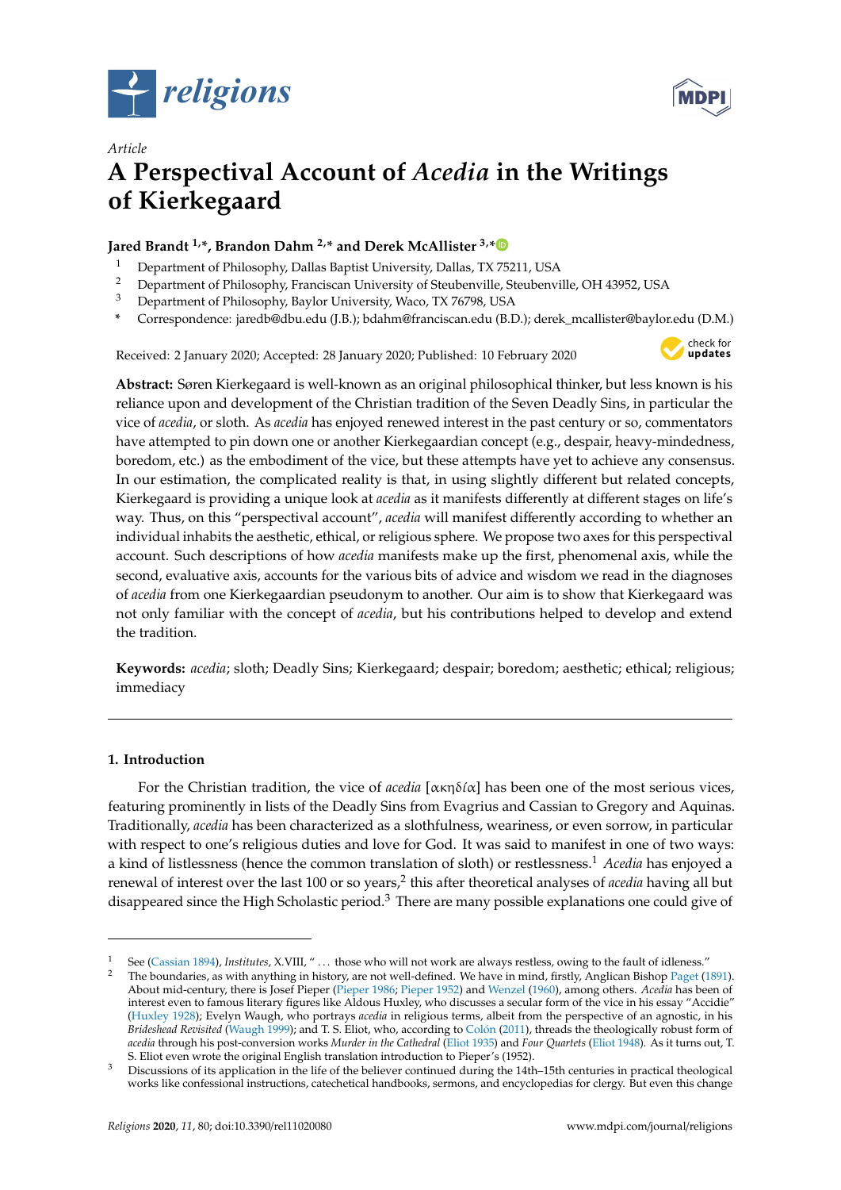*Article*

# A Perspectival Account of *Acedia* in the Writings of Kierkegaard

**Jared Brandt [1,*], Brandon Dahm [2,*] and Derek McAllister [3,*]**

1. Department of Philosophy, Dallas Baptist University, Dallas, TX 75211, USA
2. Department of Philosophy, Franciscan University of Steubenville, Steubenville, OH 43952, USA
3. Department of Philosophy, Baylor University, Waco, TX 76798, USA

\* Correspondence: jaredb@dbu.edu (J.B.); bdahm@franciscan.edu (B.D.); derek_mcallister@baylor.edu (D.M.)

Received: 2 January 2020; Accepted: 28 January 2020; Published: 10 February 2020

**Abstract:** Søren Kierkegaard is well-known as an original philosophical thinker, but less known is his reliance upon and development of the Christian tradition of the Seven Deadly Sins, in particular the vice of *acedia*, or sloth. As *acedia* has enjoyed renewed interest in the past century or so, commentators have attempted to pin down one or another Kierkegaardian concept (e.g., despair, heavy-mindedness, boredom, etc.) as the embodiment of the vice, but these attempts have yet to achieve any consensus. In our estimation, the complicated reality is that, in using slightly different but related concepts, Kierkegaard is providing a unique look at *acedia* as it manifests differently at different stages on life's way. Thus, on this "perspectival account", *acedia* will manifest differently according to whether an individual inhabits the aesthetic, ethical, or religious sphere. We propose two axes for this perspectival account. Such descriptions of how *acedia* manifests make up the first, phenomenal axis, while the second, evaluative axis, accounts for the various bits of advice and wisdom we read in the diagnoses of *acedia* from one Kierkegaardian pseudonym to another. Our aim is to show that Kierkegaard was not only familiar with the concept of *acedia*, but his contributions helped to develop and extend the tradition.

**Keywords:** *acedia*; sloth; Deadly Sins; Kierkegaard; despair; boredom; aesthetic; ethical; religious; immediacy

## 1. Introduction

For the Christian tradition, the vice of *acedia* [ακηδία] has been one of the most serious vices, featuring prominently in lists of the Deadly Sins from Evagrius and Cassian to Gregory and Aquinas. Traditionally, *acedia* has been characterized as a slothfulness, weariness, or even sorrow, in particular with respect to one's religious duties and love for God. It was said to manifest in one of two ways: a kind of listlessness (hence the common translation of sloth) or restlessness.[1] *Acedia* has enjoyed a renewal of interest over the last 100 or so years,[2] this after theoretical analyses of *acedia* having all but disappeared since the High Scholastic period.[3] There are many possible explanations one could give of

---

[1] See (Cassian 1894), *Institutes*, X.VIII, "... those who will not work are always restless, owing to the fault of idleness."

[2] The boundaries, as with anything in history, are not well-defined. We have in mind, firstly, Anglican Bishop Paget (1891). About mid-century, there is Josef Pieper (Pieper 1986; Pieper 1952) and Wenzel (1960), among others. *Acedia* has been of interest even to famous literary figures like Aldous Huxley, who discusses a secular form of the vice in his essay "Accidie" (Huxley 1928); Evelyn Waugh, who portrays *acedia* in religious terms, albeit from the perspective of an agnostic, in his *Brideshead Revisited* (Waugh 1999); and T. S. Eliot, who, according to Colón (2011), threads the theologically robust form of *acedia* through his post-conversion works *Murder in the Cathedral* (Eliot 1935) and *Four Quartets* (Eliot 1948). As it turns out, T. S. Eliot even wrote the original English translation introduction to Pieper's (1952).

[3] Discussions of its application in the life of the believer continued during the 14th–15th centuries in practical theological works like confessional instructions, catechetical handbooks, sermons, and encyclopedias for clergy. But even this change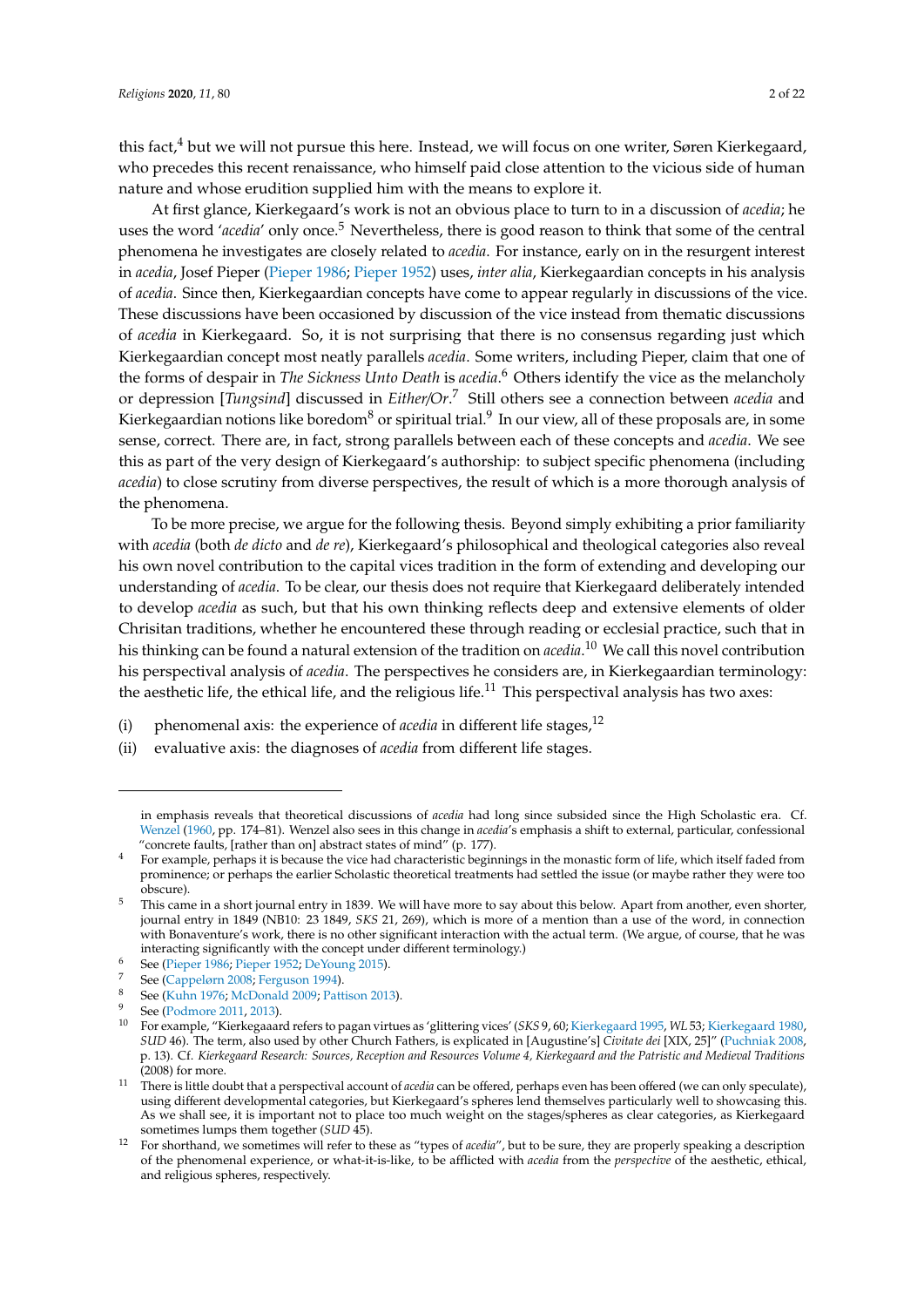this fact,[4] but we will not pursue this here. Instead, we will focus on one writer, Søren Kierkegaard, who precedes this recent renaissance, who himself paid close attention to the vicious side of human nature and whose erudition supplied him with the means to explore it.

At first glance, Kierkegaard's work is not an obvious place to turn to in a discussion of *acedia*; he uses the word '*acedia*' only once.[5] Nevertheless, there is good reason to think that some of the central phenomena he investigates are closely related to *acedia*. For instance, early on in the resurgent interest in *acedia*, Josef Pieper (Pieper 1986; Pieper 1952) uses, *inter alia*, Kierkegaardian concepts in his analysis of *acedia*. Since then, Kierkegaardian concepts have come to appear regularly in discussions of the vice. These discussions have been occasioned by discussion of the vice instead from thematic discussions of *acedia* in Kierkegaard. So, it is not surprising that there is no consensus regarding just which Kierkegaardian concept most neatly parallels *acedia*. Some writers, including Pieper, claim that one of the forms of despair in *The Sickness Unto Death* is *acedia*.[6] Others identify the vice as the melancholy or depression [*Tungsind*] discussed in *Either/Or*.[7] Still others see a connection between *acedia* and Kierkegaardian notions like boredom[8] or spiritual trial.[9] In our view, all of these proposals are, in some sense, correct. There are, in fact, strong parallels between each of these concepts and *acedia*. We see this as part of the very design of Kierkegaard's authorship: to subject specific phenomena (including *acedia*) to close scrutiny from diverse perspectives, the result of which is a more thorough analysis of the phenomena.

To be more precise, we argue for the following thesis. Beyond simply exhibiting a prior familiarity with *acedia* (both *de dicto* and *de re*), Kierkegaard's philosophical and theological categories also reveal his own novel contribution to the capital vices tradition in the form of extending and developing our understanding of *acedia*. To be clear, our thesis does not require that Kierkegaard deliberately intended to develop *acedia* as such, but that his own thinking reflects deep and extensive elements of older Chrisitan traditions, whether he encountered these through reading or ecclesial practice, such that in his thinking can be found a natural extension of the tradition on *acedia*.[10] We call this novel contribution his perspectival analysis of *acedia*. The perspectives he considers are, in Kierkegaardian terminology: the aesthetic life, the ethical life, and the religious life.[11] This perspectival analysis has two axes:

(i) phenomenal axis: the experience of *acedia* in different life stages,[12]
(ii) evaluative axis: the diagnoses of *acedia* from different life stages.

---

in emphasis reveals that theoretical discussions of *acedia* had long since subsided since the High Scholastic era. Cf. Wenzel (1960, pp. 174–81). Wenzel also sees in this change in *acedia*'s emphasis a shift to external, particular, confessional "concrete faults, [rather than on] abstract states of mind" (p. 177).

4 For example, perhaps it is because the vice had characteristic beginnings in the monastic form of life, which itself faded from prominence; or perhaps the earlier Scholastic theoretical treatments had settled the issue (or maybe rather they were too obscure).

5 This came in a short journal entry in 1839. We will have more to say about this below. Apart from another, even shorter, journal entry in 1849 (NB10: 23 1849, *SKS* 21, 269), which is more of a mention than a use of the word, in connection with Bonaventure's work, there is no other significant interaction with the actual term. (We argue, of course, that he was interacting significantly with the concept under different terminology.)

6 See (Pieper 1986; Pieper 1952; DeYoung 2015).

7 See (Cappelørn 2008; Ferguson 1994).

8 See (Kuhn 1976; McDonald 2009; Pattison 2013).

9 See (Podmore 2011, 2013).

10 For example, "Kierkegaaard refers to pagan virtues as 'glittering vices' (*SKS* 9, 60; Kierkegaard 1995, *WL* 53; Kierkegaard 1980, *SUD* 46). The term, also used by other Church Fathers, is explicated in [Augustine's] *Civitate dei* [XIX, 25]" (Puchniak 2008, p. 13). Cf. *Kierkegaard Research: Sources, Reception and Resources Volume 4, Kierkegaard and the Patristic and Medieval Traditions* (2008) for more.

11 There is little doubt that a perspectival account of *acedia* can be offered, perhaps even has been offered (we can only speculate), using different developmental categories, but Kierkegaard's spheres lend themselves particularly well to showcasing this. As we shall see, it is important not to place too much weight on the stages/spheres as clear categories, as Kierkegaard sometimes lumps them together (*SUD* 45).

12 For shorthand, we sometimes will refer to these as "types of *acedia*", but to be sure, they are properly speaking a description of the phenomenal experience, or what-it-is-like, to be afflicted with *acedia* from the *perspective* of the aesthetic, ethical, and religious spheres, respectively.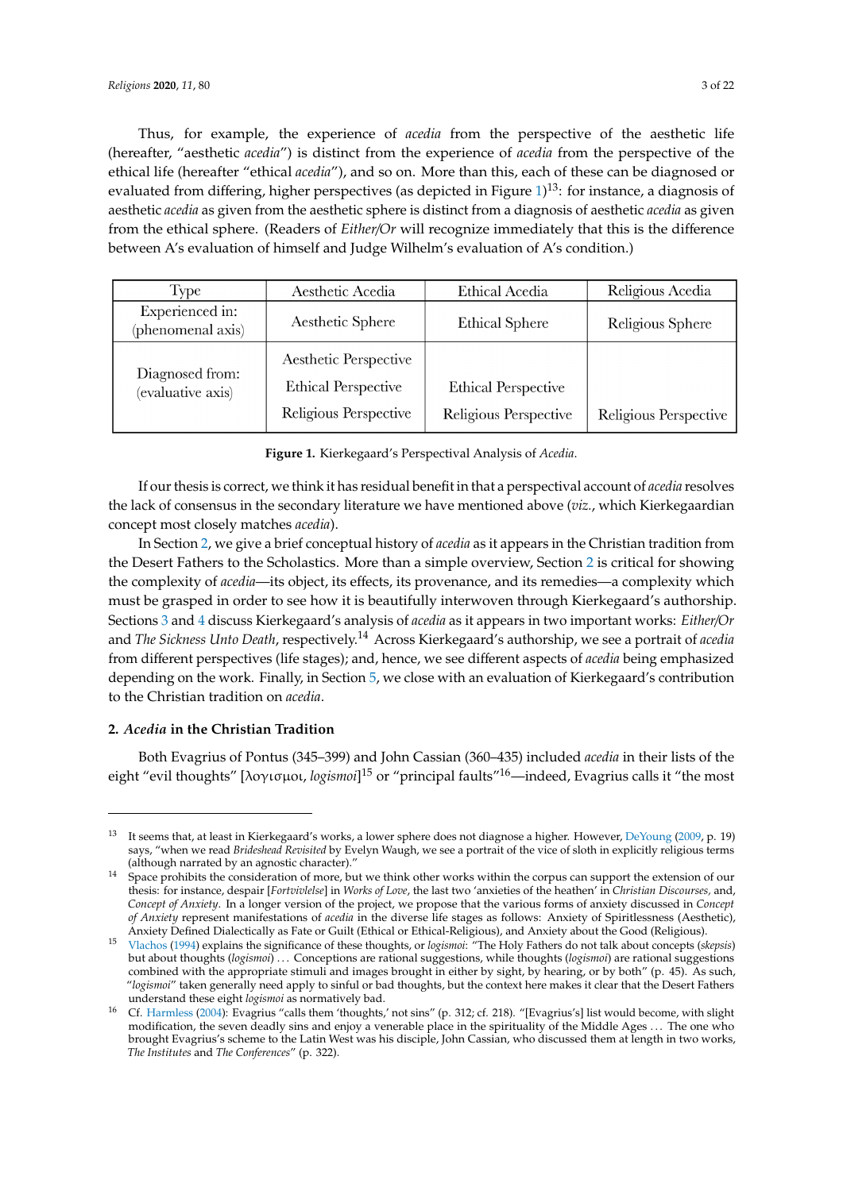Thus, for example, the experience of *acedia* from the perspective of the aesthetic life (hereafter, "aesthetic *acedia*") is distinct from the experience of *acedia* from the perspective of the ethical life (hereafter "ethical *acedia*"), and so on. More than this, each of these can be diagnosed or evaluated from differing, higher perspectives (as depicted in Figure 1)[13]: for instance, a diagnosis of aesthetic *acedia* as given from the aesthetic sphere is distinct from a diagnosis of aesthetic *acedia* as given from the ethical sphere. (Readers of *Either/Or* will recognize immediately that this is the difference between A's evaluation of himself and Judge Wilhelm's evaluation of A's condition.)

| Type | Aesthetic Acedia | Ethical Acedia | Religious Acedia |
|---|---|---|---|
| Experienced in: (phenomenal axis) | Aesthetic Sphere | Ethical Sphere | Religious Sphere |
| Diagnosed from: (evaluative axis) | Aesthetic Perspective<br>Ethical Perspective<br>Religious Perspective | Ethical Perspective<br>Religious Perspective | Religious Perspective |

**Figure 1.** Kierkegaard's Perspectival Analysis of *Acedia.*

If our thesis is correct, we think it has residual benefit in that a perspectival account of *acedia* resolves the lack of consensus in the secondary literature we have mentioned above (*viz.*, which Kierkegaardian concept most closely matches *acedia*).

In Section 2, we give a brief conceptual history of *acedia* as it appears in the Christian tradition from the Desert Fathers to the Scholastics. More than a simple overview, Section 2 is critical for showing the complexity of *acedia*—its object, its effects, its provenance, and its remedies—a complexity which must be grasped in order to see how it is beautifully interwoven through Kierkegaard's authorship. Sections 3 and 4 discuss Kierkegaard's analysis of *acedia* as it appears in two important works: *Either/Or* and *The Sickness Unto Death*, respectively.[14] Across Kierkegaard's authorship, we see a portrait of *acedia* from different perspectives (life stages); and, hence, we see different aspects of *acedia* being emphasized depending on the work. Finally, in Section 5, we close with an evaluation of Kierkegaard's contribution to the Christian tradition on *acedia*.

## 2. *Acedia* in the Christian Tradition

Both Evagrius of Pontus (345–399) and John Cassian (360–435) included *acedia* in their lists of the eight "evil thoughts" [λογισμοι, *logismoi*][15] or "principal faults"[16]—indeed, Evagrius calls it "the most

---

[13] It seems that, at least in Kierkegaard's works, a lower sphere does not diagnose a higher. However, DeYoung (2009, p. 19) says, "when we read *Brideshead Revisited* by Evelyn Waugh, we see a portrait of the vice of sloth in explicitly religious terms (although narrated by an agnostic character)."

[14] Space prohibits the consideration of more, but we think other works within the corpus can support the extension of our thesis: for instance, despair [*Fortvivlelse*] in *Works of Love*, the last two 'anxieties of the heathen' in *Christian Discourses*, and, *Concept of Anxiety*. In a longer version of the project, we propose that the various forms of anxiety discussed in *Concept of Anxiety* represent manifestations of *acedia* in the diverse life stages as follows: Anxiety of Spiritlessness (Aesthetic), Anxiety Defined Dialectically as Fate or Guilt (Ethical or Ethical-Religious), and Anxiety about the Good (Religious).

[15] Vlachos (1994) explains the significance of these thoughts, or *logismoi*: "The Holy Fathers do not talk about concepts (*skepsis*) but about thoughts (*logismoi*) ... Conceptions are rational suggestions, while thoughts (*logismoi*) are rational suggestions combined with the appropriate stimuli and images brought in either by sight, by hearing, or by both" (p. 45). As such, "*logismoi*" taken generally need apply to sinful or bad thoughts, but the context here makes it clear that the Desert Fathers understand these eight *logismoi* as normatively bad.

[16] Cf. Harmless (2004): Evagrius "calls them 'thoughts,' not sins" (p. 312; cf. 218). "[Evagrius's] list would become, with slight modification, the seven deadly sins and enjoy a venerable place in the spirituality of the Middle Ages ... The one who brought Evagrius's scheme to the Latin West was his disciple, John Cassian, who discussed them at length in two works, *The Institutes* and *The Conferences*" (p. 322).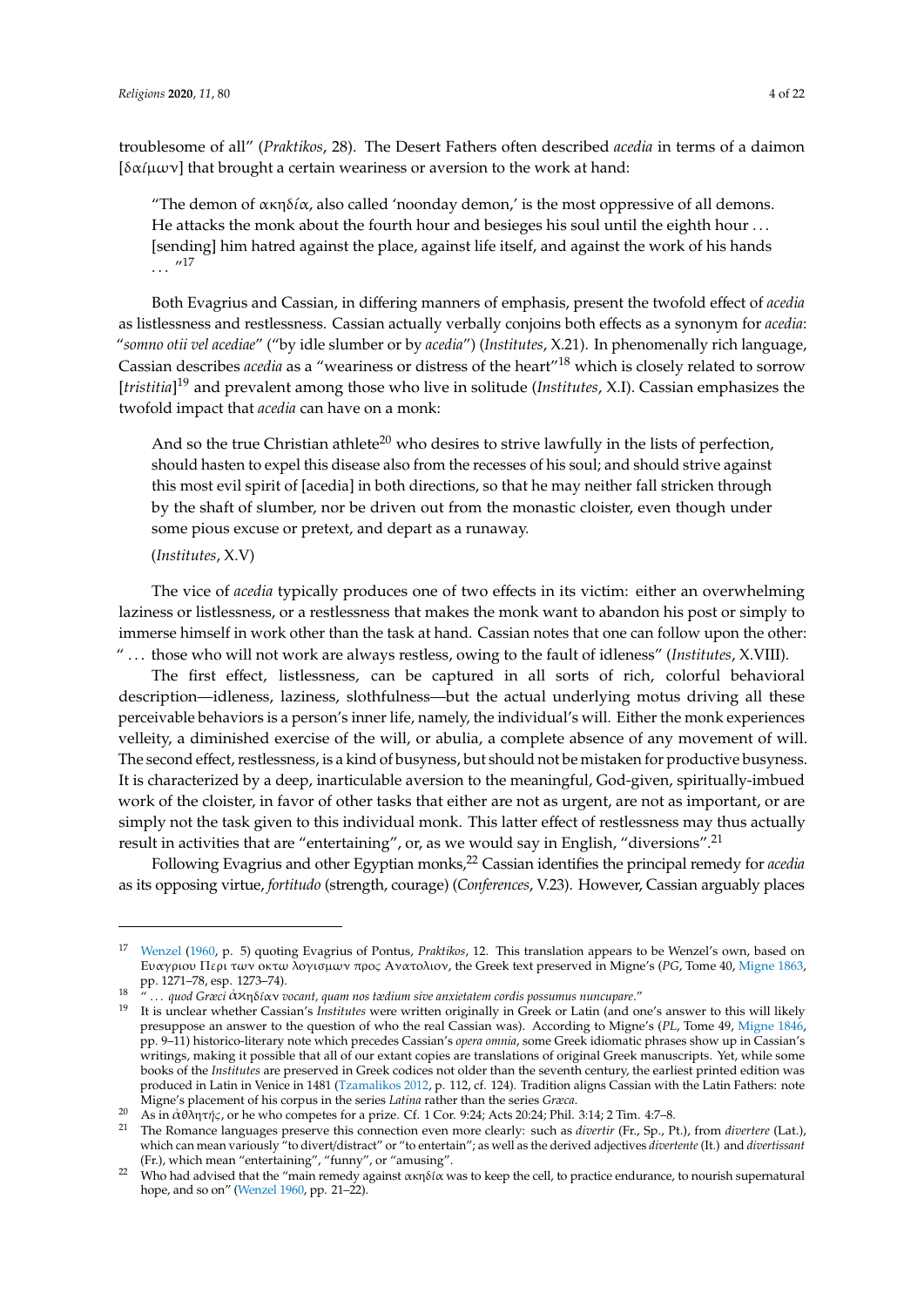troublesome of all" (*Praktikos*, 28). The Desert Fathers often described *acedia* in terms of a daimon [δαίμων] that brought a certain weariness or aversion to the work at hand:

> "The demon of ακηδία, also called 'noonday demon,' is the most oppressive of all demons. He attacks the monk about the fourth hour and besieges his soul until the eighth hour . . . [sending] him hatred against the place, against life itself, and against the work of his hands . . . "[17]

Both Evagrius and Cassian, in differing manners of emphasis, present the twofold effect of *acedia* as listlessness and restlessness. Cassian actually verbally conjoins both effects as a synonym for *acedia*: "*somno otii vel acediae*" ("by idle slumber or by *acedia*") (*Institutes*, X.21). In phenomenally rich language, Cassian describes *acedia* as a "weariness or distress of the heart"[18] which is closely related to sorrow [*tristitia*][19] and prevalent among those who live in solitude (*Institutes*, X.I). Cassian emphasizes the twofold impact that *acedia* can have on a monk:

> And so the true Christian athlete[20] who desires to strive lawfully in the lists of perfection, should hasten to expel this disease also from the recesses of his soul; and should strive against this most evil spirit of [acedia] in both directions, so that he may neither fall stricken through by the shaft of slumber, nor be driven out from the monastic cloister, even though under some pious excuse or pretext, and depart as a runaway.
>
> (*Institutes*, X.V)

The vice of *acedia* typically produces one of two effects in its victim: either an overwhelming laziness or listlessness, or a restlessness that makes the monk want to abandon his post or simply to immerse himself in work other than the task at hand. Cassian notes that one can follow upon the other: " . . . those who will not work are always restless, owing to the fault of idleness" (*Institutes*, X.VIII).

The first effect, listlessness, can be captured in all sorts of rich, colorful behavioral description—idleness, laziness, slothfulness—but the actual underlying motus driving all these perceivable behaviors is a person's inner life, namely, the individual's will. Either the monk experiences velleity, a diminished exercise of the will, or abulia, a complete absence of any movement of will. The second effect, restlessness, is a kind of busyness, but should not be mistaken for productive busyness. It is characterized by a deep, inarticulable aversion to the meaningful, God-given, spiritually-imbued work of the cloister, in favor of other tasks that either are not as urgent, are not as important, or are simply not the task given to this individual monk. This latter effect of restlessness may thus actually result in activities that are "entertaining", or, as we would say in English, "diversions".[21]

Following Evagrius and other Egyptian monks,[22] Cassian identifies the principal remedy for *acedia* as its opposing virtue, *fortitudo* (strength, courage) (*Conferences*, V.23). However, Cassian arguably places

---

[17] Wenzel (1960, p. 5) quoting Evagrius of Pontus, *Praktikos*, 12. This translation appears to be Wenzel's own, based on Ευαγριου Περι των οκτω λογισμων προς Ανατολιον, the Greek text preserved in Migne's (*PG*, Tome 40, Migne 1863, pp. 1271–78, esp. 1273–74).

[18] " . . . *quod Græci ἀκηδίαν vocant, quam nos tædium sive anxietatem cordis possumus nuncupare*."

[19] It is unclear whether Cassian's *Institutes* were written originally in Greek or Latin (and one's answer to this will likely presuppose an answer to the question of who the real Cassian was). According to Migne's (*PL*, Tome 49, Migne 1846, pp. 9–11) historico-literary note which precedes Cassian's *opera omnia*, some Greek idiomatic phrases show up in Cassian's writings, making it possible that all of our extant copies are translations of original Greek manuscripts. Yet, while some books of the *Institutes* are preserved in Greek codices not older than the seventh century, the earliest printed edition was produced in Latin in Venice in 1481 (Tzamalikos 2012, p. 112, cf. 124). Tradition aligns Cassian with the Latin Fathers: note Migne's placement of his corpus in the series *Latina* rather than the series *Græca*.

[20] As in ἀθλητής, or he who competes for a prize. Cf. 1 Cor. 9:24; Acts 20:24; Phil. 3:14; 2 Tim. 4:7–8.

[21] The Romance languages preserve this connection even more clearly: such as *divertir* (Fr., Sp., Pt.), from *divertere* (Lat.), which can mean variously "to divert/distract" or "to entertain"; as well as the derived adjectives *divertente* (It.) and *divertissant* (Fr.), which mean "entertaining", "funny", or "amusing".

[22] Who had advised that the "main remedy against ακηδία was to keep the cell, to practice endurance, to nourish supernatural hope, and so on" (Wenzel 1960, pp. 21–22).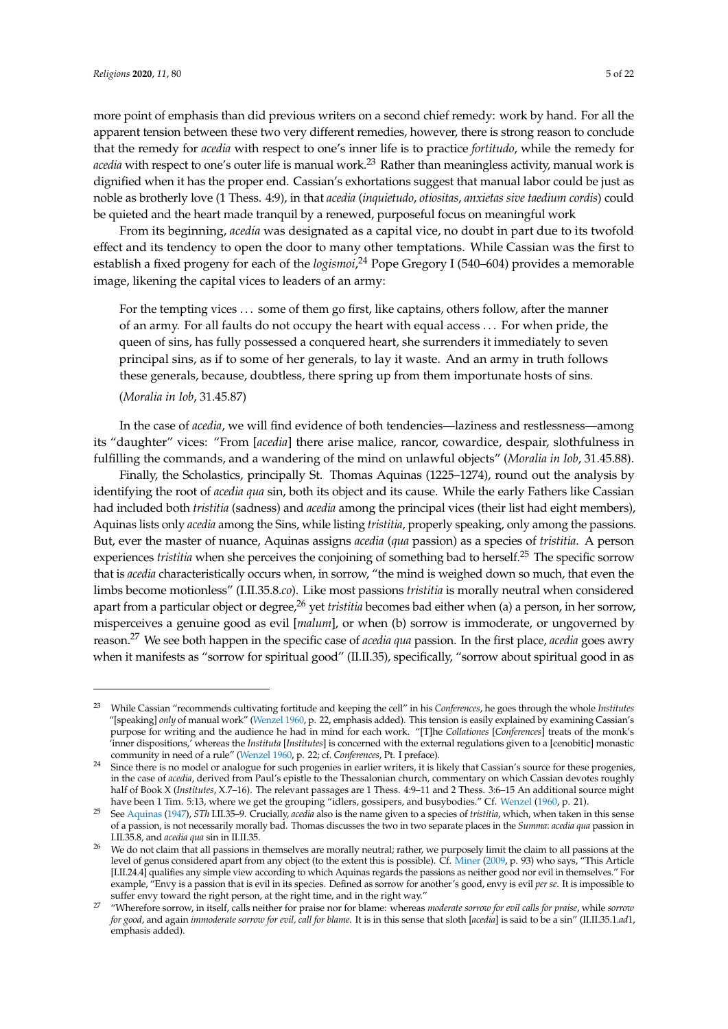more point of emphasis than did previous writers on a second chief remedy: work by hand. For all the apparent tension between these two very different remedies, however, there is strong reason to conclude that the remedy for *acedia* with respect to one's inner life is to practice *fortitudo*, while the remedy for *acedia* with respect to one's outer life is manual work.[23] Rather than meaningless activity, manual work is dignified when it has the proper end. Cassian's exhortations suggest that manual labor could be just as noble as brotherly love (1 Thess. 4:9), in that *acedia* (*inquietudo*, *otiositas*, *anxietas sive taedium cordis*) could be quieted and the heart made tranquil by a renewed, purposeful focus on meaningful work

From its beginning, *acedia* was designated as a capital vice, no doubt in part due to its twofold effect and its tendency to open the door to many other temptations. While Cassian was the first to establish a fixed progeny for each of the *logismoi*,[24] Pope Gregory I (540–604) provides a memorable image, likening the capital vices to leaders of an army:

> For the tempting vices ... some of them go first, like captains, others follow, after the manner of an army. For all faults do not occupy the heart with equal access ... For when pride, the queen of sins, has fully possessed a conquered heart, she surrenders it immediately to seven principal sins, as if to some of her generals, to lay it waste. And an army in truth follows these generals, because, doubtless, there spring up from them importunate hosts of sins.
>
> (*Moralia in Iob*, 31.45.87)

In the case of *acedia*, we will find evidence of both tendencies—laziness and restlessness—among its "daughter" vices: "From [*acedia*] there arise malice, rancor, cowardice, despair, slothfulness in fulfilling the commands, and a wandering of the mind on unlawful objects" (*Moralia in Iob*, 31.45.88).

Finally, the Scholastics, principally St. Thomas Aquinas (1225–1274), round out the analysis by identifying the root of *acedia qua* sin, both its object and its cause. While the early Fathers like Cassian had included both *tristitia* (sadness) and *acedia* among the principal vices (their list had eight members), Aquinas lists only *acedia* among the Sins, while listing *tristitia*, properly speaking, only among the passions. But, ever the master of nuance, Aquinas assigns *acedia* (*qua* passion) as a species of *tristitia*. A person experiences *tristitia* when she perceives the conjoining of something bad to herself.[25] The specific sorrow that is *acedia* characteristically occurs when, in sorrow, "the mind is weighed down so much, that even the limbs become motionless" (I.II.35.8.*co*). Like most passions *tristitia* is morally neutral when considered apart from a particular object or degree,[26] yet *tristitia* becomes bad either when (a) a person, in her sorrow, misperceives a genuine good as evil [*malum*], or when (b) sorrow is immoderate, or ungoverned by reason.[27] We see both happen in the specific case of *acedia qua* passion. In the first place, *acedia* goes awry when it manifests as "sorrow for spiritual good" (II.II.35), specifically, "sorrow about spiritual good in as

---

[23] While Cassian "recommends cultivating fortitude and keeping the cell" in his *Conferences*, he goes through the whole *Institutes* "[speaking] *only* of manual work" (Wenzel 1960, p. 22, emphasis added). This tension is easily explained by examining Cassian's purpose for writing and the audience he had in mind for each work. "[T]he *Collationes* [*Conferences*] treats of the monk's 'inner dispositions,' whereas the *Instituta* [*Institutes*] is concerned with the external regulations given to a [cenobitic] monastic community in need of a rule" (Wenzel 1960, p. 22; cf. *Conferences*, Pt. I preface).

[24] Since there is no model or analogue for such progenies in earlier writers, it is likely that Cassian's source for these progenies, in the case of *acedia*, derived from Paul's epistle to the Thessalonian church, commentary on which Cassian devotes roughly half of Book X (*Institutes*, X.7–16). The relevant passages are 1 Thess. 4:9–11 and 2 Thess. 3:6–15 An additional source might have been 1 Tim. 5:13, where we get the grouping "idlers, gossipers, and busybodies." Cf. Wenzel (1960, p. 21).

[25] See Aquinas (1947), *STh* I.II.35–9. Crucially, *acedia* also is the name given to a species of *tristitia*, which, when taken in this sense of a passion, is not necessarily morally bad. Thomas discusses the two in two separate places in the *Summa*: *acedia qua* passion in I.II.35.8, and *acedia qua* sin in II.II.35.

[26] We do not claim that all passions in themselves are morally neutral; rather, we purposely limit the claim to all passions at the level of genus considered apart from any object (to the extent this is possible). Cf. Miner (2009, p. 93) who says, "This Article [I.II.24.4] qualifies any simple view according to which Aquinas regards the passions as neither good nor evil in themselves." For example, "Envy is a passion that is evil in its species. Defined as sorrow for another's good, envy is evil *per se*. It is impossible to suffer envy toward the right person, at the right time, and in the right way."

[27] "Wherefore sorrow, in itself, calls neither for praise nor for blame: whereas *moderate sorrow for evil calls for praise*, while *sorrow for good*, and again *immoderate sorrow for evil, call for blame*. It is in this sense that sloth [*acedia*] is said to be a sin" (II.II.35.1.*ad*1, emphasis added).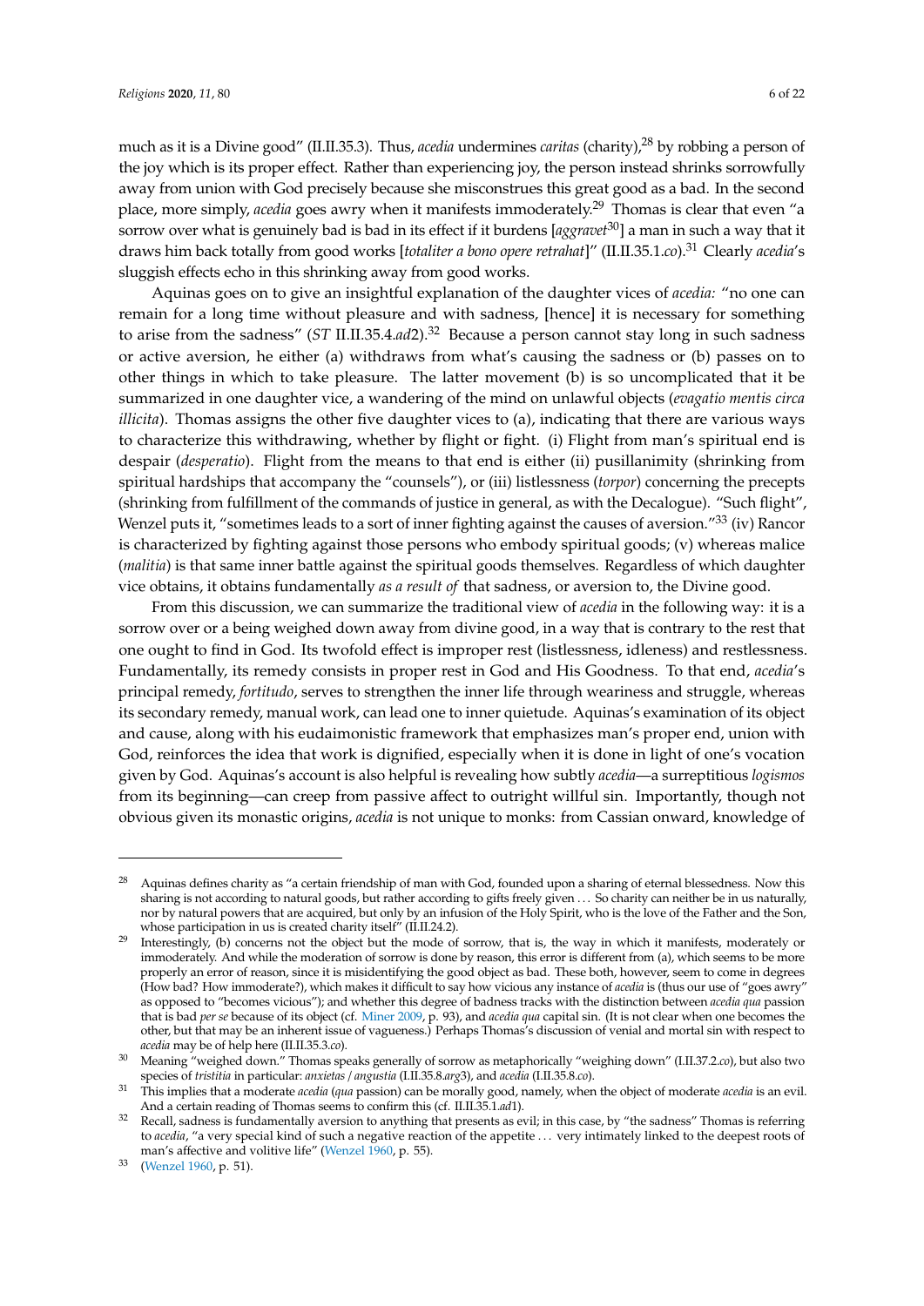much as it is a Divine good" (II.II.35.3). Thus, *acedia* undermines *caritas* (charity),[28] by robbing a person of the joy which is its proper effect. Rather than experiencing joy, the person instead shrinks sorrowfully away from union with God precisely because she misconstrues this great good as a bad. In the second place, more simply, *acedia* goes awry when it manifests immoderately.[29] Thomas is clear that even "a sorrow over what is genuinely bad is bad in its effect if it burdens [*aggravet*[30]] a man in such a way that it draws him back totally from good works [*totaliter a bono opere retrahat*]" (II.II.35.1.*co*).[31] Clearly *acedia*'s sluggish effects echo in this shrinking away from good works.

Aquinas goes on to give an insightful explanation of the daughter vices of *acedia:* "no one can remain for a long time without pleasure and with sadness, [hence] it is necessary for something to arise from the sadness" (*ST* II.II.35.4.*ad*2).[32] Because a person cannot stay long in such sadness or active aversion, he either (a) withdraws from what's causing the sadness or (b) passes on to other things in which to take pleasure. The latter movement (b) is so uncomplicated that it be summarized in one daughter vice, a wandering of the mind on unlawful objects (*evagatio mentis circa illicita*). Thomas assigns the other five daughter vices to (a), indicating that there are various ways to characterize this withdrawing, whether by flight or fight. (i) Flight from man's spiritual end is despair (*desperatio*). Flight from the means to that end is either (ii) pusillanimity (shrinking from spiritual hardships that accompany the "counsels"), or (iii) listlessness (*torpor*) concerning the precepts (shrinking from fulfillment of the commands of justice in general, as with the Decalogue). "Such flight", Wenzel puts it, "sometimes leads to a sort of inner fighting against the causes of aversion."[33] (iv) Rancor is characterized by fighting against those persons who embody spiritual goods; (v) whereas malice (*malitia*) is that same inner battle against the spiritual goods themselves. Regardless of which daughter vice obtains, it obtains fundamentally *as a result of* that sadness, or aversion to, the Divine good.

From this discussion, we can summarize the traditional view of *acedia* in the following way: it is a sorrow over or a being weighed down away from divine good, in a way that is contrary to the rest that one ought to find in God. Its twofold effect is improper rest (listlessness, idleness) and restlessness. Fundamentally, its remedy consists in proper rest in God and His Goodness. To that end, *acedia*'s principal remedy, *fortitudo*, serves to strengthen the inner life through weariness and struggle, whereas its secondary remedy, manual work, can lead one to inner quietude. Aquinas's examination of its object and cause, along with his eudaimonistic framework that emphasizes man's proper end, union with God, reinforces the idea that work is dignified, especially when it is done in light of one's vocation given by God. Aquinas's account is also helpful is revealing how subtly *acedia*—a surreptitious *logismos* from its beginning—can creep from passive affect to outright willful sin. Importantly, though not obvious given its monastic origins, *acedia* is not unique to monks: from Cassian onward, knowledge of

---

[28] Aquinas defines charity as "a certain friendship of man with God, founded upon a sharing of eternal blessedness. Now this sharing is not according to natural goods, but rather according to gifts freely given ... So charity can neither be in us naturally, nor by natural powers that are acquired, but only by an infusion of the Holy Spirit, who is the love of the Father and the Son, whose participation in us is created charity itself" (II.II.24.2).

[29] Interestingly, (b) concerns not the object but the mode of sorrow, that is, the way in which it manifests, moderately or immoderately. And while the moderation of sorrow is done by reason, this error is different from (a), which seems to be more properly an error of reason, since it is misidentifying the good object as bad. These both, however, seem to come in degrees (How bad? How immoderate?), which makes it difficult to say how vicious any instance of *acedia* is (thus our use of "goes awry" as opposed to "becomes vicious"); and whether this degree of badness tracks with the distinction between *acedia qua* passion that is bad *per se* because of its object (cf. Miner 2009, p. 93), and *acedia qua* capital sin. (It is not clear when one becomes the other, but that may be an inherent issue of vagueness.) Perhaps Thomas's discussion of venial and mortal sin with respect to *acedia* may be of help here (II.II.35.3.*co*).

[30] Meaning "weighed down." Thomas speaks generally of sorrow as metaphorically "weighing down" (I.II.37.2.*co*), but also two species of *tristitia* in particular: *anxietas* / *angustia* (I.II.35.8.*arg*3), and *acedia* (I.II.35.8.*co*).

[31] This implies that a moderate *acedia* (*qua* passion) can be morally good, namely, when the object of moderate *acedia* is an evil. And a certain reading of Thomas seems to confirm this (cf. II.II.35.1.*ad*1).

[32] Recall, sadness is fundamentally aversion to anything that presents as evil; in this case, by "the sadness" Thomas is referring to *acedia*, "a very special kind of such a negative reaction of the appetite ... very intimately linked to the deepest roots of man's affective and volitive life" (Wenzel 1960, p. 55).

[33] (Wenzel 1960, p. 51).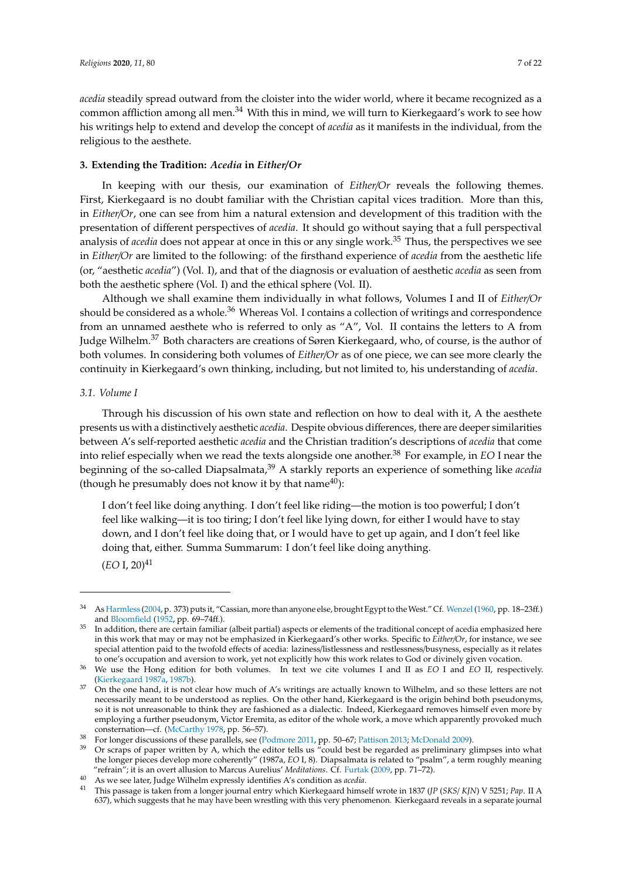*acedia* steadily spread outward from the cloister into the wider world, where it became recognized as a common affliction among all men.[34] With this in mind, we will turn to Kierkegaard's work to see how his writings help to extend and develop the concept of *acedia* as it manifests in the individual, from the religious to the aesthete.

### 3. Extending the Tradition: *Acedia* in *Either/Or*

In keeping with our thesis, our examination of *Either/Or* reveals the following themes. First, Kierkegaard is no doubt familiar with the Christian capital vices tradition. More than this, in *Either/Or*, one can see from him a natural extension and development of this tradition with the presentation of different perspectives of *acedia*. It should go without saying that a full perspectival analysis of *acedia* does not appear at once in this or any single work.[35] Thus, the perspectives we see in *Either/Or* are limited to the following: of the firsthand experience of *acedia* from the aesthetic life (or, "aesthetic *acedia*") (Vol. I), and that of the diagnosis or evaluation of aesthetic *acedia* as seen from both the aesthetic sphere (Vol. I) and the ethical sphere (Vol. II).

Although we shall examine them individually in what follows, Volumes I and II of *Either/Or* should be considered as a whole.[36] Whereas Vol. I contains a collection of writings and correspondence from an unnamed aesthete who is referred to only as "A", Vol. II contains the letters to A from Judge Wilhelm.[37] Both characters are creations of Søren Kierkegaard, who, of course, is the author of both volumes. In considering both volumes of *Either/Or* as of one piece, we can see more clearly the continuity in Kierkegaard's own thinking, including, but not limited to, his understanding of *acedia*.

#### *3.1. Volume I*

Through his discussion of his own state and reflection on how to deal with it, A the aesthete presents us with a distinctively aesthetic *acedia*. Despite obvious differences, there are deeper similarities between A's self-reported aesthetic *acedia* and the Christian tradition's descriptions of *acedia* that come into relief especially when we read the texts alongside one another.[38] For example, in *EO* I near the beginning of the so-called Diapsalmata,[39] A starkly reports an experience of something like *acedia* (though he presumably does not know it by that name[40]):

> I don't feel like doing anything. I don't feel like riding—the motion is too powerful; I don't feel like walking—it is too tiring; I don't feel like lying down, for either I would have to stay down, and I don't feel like doing that, or I would have to get up again, and I don't feel like doing that, either. Summa Summarum: I don't feel like doing anything.
>
> (*EO* I, 20)[41]

---

[34] As Harmless (2004, p. 373) puts it, "Cassian, more than anyone else, brought Egypt to the West." Cf. Wenzel (1960, pp. 18–23ff.) and Bloomfield (1952, pp. 69–74ff.).

[35] In addition, there are certain familiar (albeit partial) aspects or elements of the traditional concept of acedia emphasized here in this work that may or may not be emphasized in Kierkegaard's other works. Specific to *Either/Or*, for instance, we see special attention paid to the twofold effects of acedia: laziness/listlessness and restlessness/busyness, especially as it relates to one's occupation and aversion to work, yet not explicitly how this work relates to God or divinely given vocation.

[36] We use the Hong edition for both volumes. In text we cite volumes I and II as *EO* I and *EO* II, respectively. (Kierkegaard 1987a, 1987b).

[37] On the one hand, it is not clear how much of A's writings are actually known to Wilhelm, and so these letters are not necessarily meant to be understood as replies. On the other hand, Kierkegaard is the origin behind both pseudonyms, so it is not unreasonable to think they are fashioned as a dialectic. Indeed, Kierkegaard removes himself even more by employing a further pseudonym, Victor Eremita, as editor of the whole work, a move which apparently provoked much consternation—cf. (McCarthy 1978, pp. 56–57).

[38] For longer discussions of these parallels, see (Podmore 2011, pp. 50–67; Pattison 2013; McDonald 2009).

[39] Or scraps of paper written by A, which the editor tells us "could best be regarded as preliminary glimpses into what the longer pieces develop more coherently" (1987a, *EO* I, 8). Diapsalmata is related to "psalm", a term roughly meaning "refrain"; it is an overt allusion to Marcus Aurelius' *Meditations*. Cf. Furtak (2009, pp. 71–72).

[40] As we see later, Judge Wilhelm expressly identifies A's condition as *acedia*.

[41] This passage is taken from a longer journal entry which Kierkegaard himself wrote in 1837 (*JP* (*SKS*/ *KJN*) V 5251; *Pap*. II A 637), which suggests that he may have been wrestling with this very phenomenon. Kierkegaard reveals in a separate journal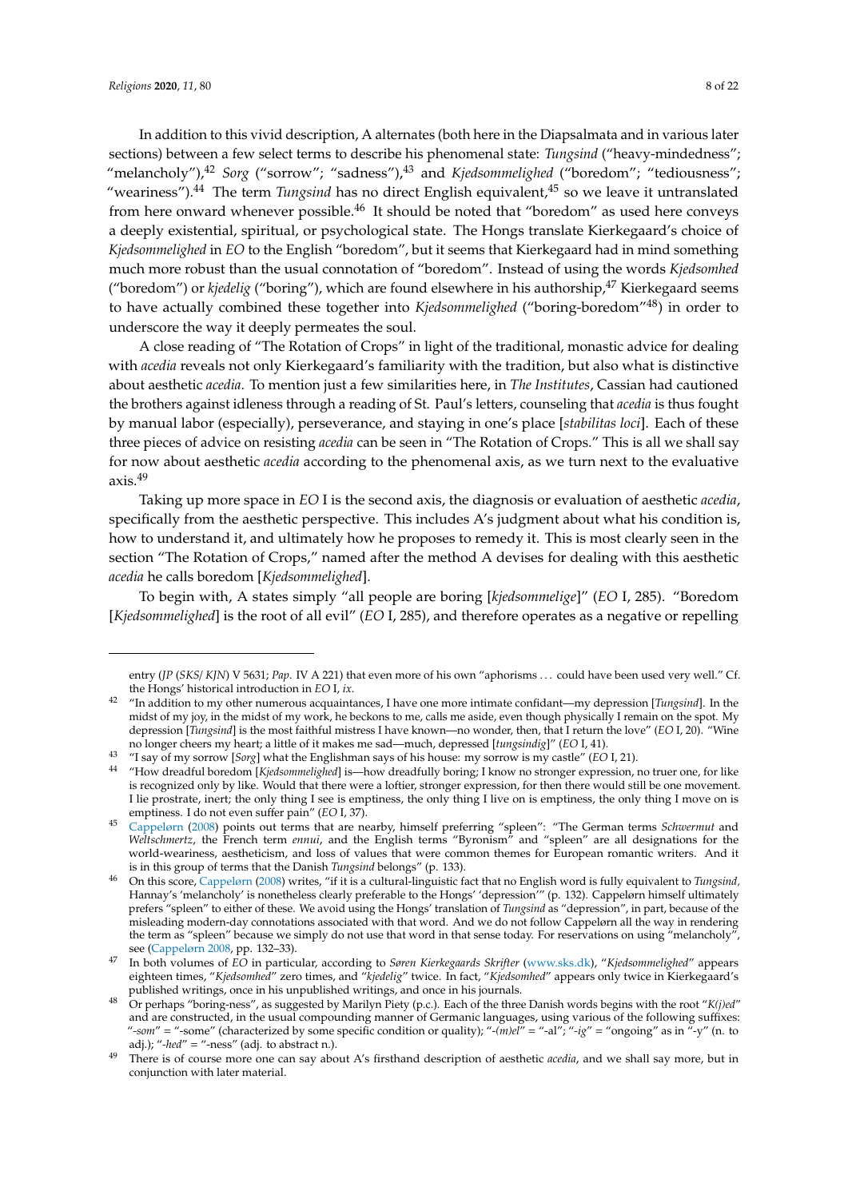In addition to this vivid description, A alternates (both here in the Diapsalmata and in various later sections) between a few select terms to describe his phenomenal state: *Tungsind* ("heavy-mindedness"; "melancholy"),[42] *Sorg* ("sorrow"; "sadness"),[43] and *Kjedsommelighed* ("boredom"; "tediousness"; "weariness").[44] The term *Tungsind* has no direct English equivalent,[45] so we leave it untranslated from here onward whenever possible.[46] It should be noted that "boredom" as used here conveys a deeply existential, spiritual, or psychological state. The Hongs translate Kierkegaard's choice of *Kjedsommelighed* in *EO* to the English "boredom", but it seems that Kierkegaard had in mind something much more robust than the usual connotation of "boredom". Instead of using the words *Kjedsomhed* ("boredom") or *kjedelig* ("boring"), which are found elsewhere in his authorship,[47] Kierkegaard seems to have actually combined these together into *Kjedsommelighed* ("boring-boredom"[48]) in order to underscore the way it deeply permeates the soul.

A close reading of "The Rotation of Crops" in light of the traditional, monastic advice for dealing with *acedia* reveals not only Kierkegaard's familiarity with the tradition, but also what is distinctive about aesthetic *acedia*. To mention just a few similarities here, in *The Institutes*, Cassian had cautioned the brothers against idleness through a reading of St. Paul's letters, counseling that *acedia* is thus fought by manual labor (especially), perseverance, and staying in one's place [*stabilitas loci*]. Each of these three pieces of advice on resisting *acedia* can be seen in "The Rotation of Crops." This is all we shall say for now about aesthetic *acedia* according to the phenomenal axis, as we turn next to the evaluative axis.[49]

Taking up more space in *EO* I is the second axis, the diagnosis or evaluation of aesthetic *acedia*, specifically from the aesthetic perspective. This includes A's judgment about what his condition is, how to understand it, and ultimately how he proposes to remedy it. This is most clearly seen in the section "The Rotation of Crops," named after the method A devises for dealing with this aesthetic *acedia* he calls boredom [*Kjedsommelighed*].

To begin with, A states simply "all people are boring [*kjedsommelige*]" (*EO* I, 285). "Boredom [*Kjedsommelighed*] is the root of all evil" (*EO* I, 285), and therefore operates as a negative or repelling

---

entry (*JP* (*SKS*/ *KJN*) V 5631; *Pap*. IV A 221) that even more of his own "aphorisms ... could have been used very well." Cf. the Hongs' historical introduction in *EO* I, *ix*.

[42] "In addition to my other numerous acquaintances, I have one more intimate confidant—my depression [*Tungsind*]. In the midst of my joy, in the midst of my work, he beckons to me, calls me aside, even though physically I remain on the spot. My depression [*Tungsind*] is the most faithful mistress I have known—no wonder, then, that I return the love" (*EO* I, 20). "Wine no longer cheers my heart; a little of it makes me sad—much, depressed [*tungsindig*]" (*EO* I, 41).

[43] "I say of my sorrow [*Sorg*] what the Englishman says of his house: my sorrow is my castle" (*EO* I, 21).

[44] "How dreadful boredom [*Kjedsommelighed*] is—how dreadfully boring; I know no stronger expression, no truer one, for like is recognized only by like. Would that there were a loftier, stronger expression, for then there would still be one movement. I lie prostrate, inert; the only thing I see is emptiness, the only thing I live on is emptiness, the only thing I move on is emptiness. I do not even suffer pain" (*EO* I, 37).

[45] Cappelørn (2008) points out terms that are nearby, himself preferring "spleen": "The German terms *Schwermut* and *Weltschmertz*, the French term *ennui*, and the English terms "Byronism" and "spleen" are all designations for the world-weariness, aestheticism, and loss of values that were common themes for European romantic writers. And it is in this group of terms that the Danish *Tungsind* belongs" (p. 133).

[46] On this score, Cappelørn (2008) writes, "if it is a cultural-linguistic fact that no English word is fully equivalent to *Tungsind*, Hannay's 'melancholy' is nonetheless clearly preferable to the Hongs' 'depression'" (p. 132). Cappelørn himself ultimately prefers "spleen" to either of these. We avoid using the Hongs' translation of *Tungsind* as "depression", in part, because of the misleading modern-day connotations associated with that word. And we do not follow Cappelørn all the way in rendering the term as "spleen" because we simply do not use that word in that sense today. For reservations on using "melancholy", see (Cappelørn 2008, pp. 132–33).

[47] In both volumes of *EO* in particular, according to *Søren Kierkegaards Skrifter* (www.sks.dk), "*Kjedsommelighed*" appears eighteen times, "*Kjedsomhed*" zero times, and "*kjedelig*" twice. In fact, "*Kjedsomhed*" appears only twice in Kierkegaard's published writings, once in his unpublished writings, and once in his journals.

[48] Or perhaps "boring-ness", as suggested by Marilyn Piety (p.c.). Each of the three Danish words begins with the root "*K(j)ed*" and are constructed, in the usual compounding manner of Germanic languages, using various of the following suffixes: "*-som*" = "-some" (characterized by some specific condition or quality); "*-(m)el*" = "-al"; "*-ig*" = "ongoing" as in "-y" (n. to adj.); "*-hed*" = "-ness" (adj. to abstract n.).

[49] There is of course more one can say about A's firsthand description of aesthetic *acedia*, and we shall say more, but in conjunction with later material.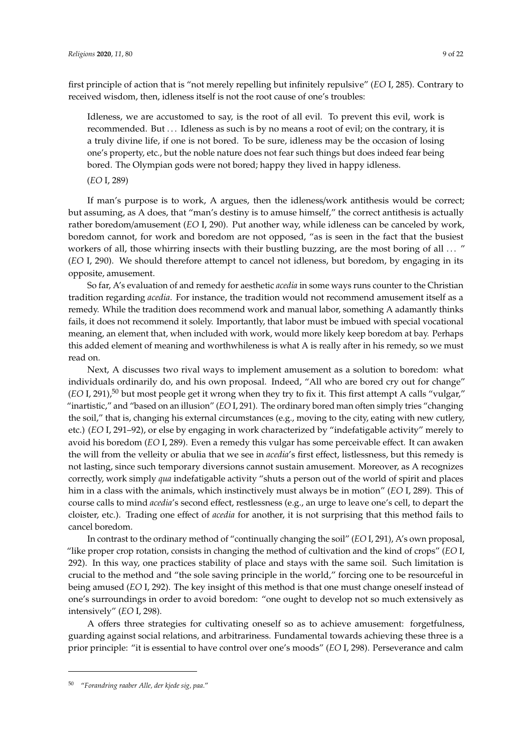first principle of action that is "not merely repelling but infinitely repulsive" (*EO* I, 285). Contrary to received wisdom, then, idleness itself is not the root cause of one's troubles:

> Idleness, we are accustomed to say, is the root of all evil. To prevent this evil, work is recommended. But ... Idleness as such is by no means a root of evil; on the contrary, it is a truly divine life, if one is not bored. To be sure, idleness may be the occasion of losing one's property, etc., but the noble nature does not fear such things but does indeed fear being bored. The Olympian gods were not bored; happy they lived in happy idleness.
>
> (*EO* I, 289)

If man's purpose is to work, A argues, then the idleness/work antithesis would be correct; but assuming, as A does, that "man's destiny is to amuse himself," the correct antithesis is actually rather boredom/amusement (*EO* I, 290). Put another way, while idleness can be canceled by work, boredom cannot, for work and boredom are not opposed, "as is seen in the fact that the busiest workers of all, those whirring insects with their bustling buzzing, are the most boring of all ... " (*EO* I, 290). We should therefore attempt to cancel not idleness, but boredom, by engaging in its opposite, amusement.

So far, A's evaluation of and remedy for aesthetic *acedia* in some ways runs counter to the Christian tradition regarding *acedia*. For instance, the tradition would not recommend amusement itself as a remedy. While the tradition does recommend work and manual labor, something A adamantly thinks fails, it does not recommend it solely. Importantly, that labor must be imbued with special vocational meaning, an element that, when included with work, would more likely keep boredom at bay. Perhaps this added element of meaning and worthwhileness is what A is really after in his remedy, so we must read on.

Next, A discusses two rival ways to implement amusement as a solution to boredom: what individuals ordinarily do, and his own proposal. Indeed, "All who are bored cry out for change" (*EO* I, 291),[50] but most people get it wrong when they try to fix it. This first attempt A calls "vulgar," "inartistic," and "based on an illusion" (*EO* I, 291). The ordinary bored man often simply tries "changing the soil," that is, changing his external circumstances (e.g., moving to the city, eating with new cutlery, etc.) (*EO* I, 291–92), or else by engaging in work characterized by "indefatigable activity" merely to avoid his boredom (*EO* I, 289). Even a remedy this vulgar has some perceivable effect. It can awaken the will from the velleity or abulia that we see in *acedia*'s first effect, listlessness, but this remedy is not lasting, since such temporary diversions cannot sustain amusement. Moreover, as A recognizes correctly, work simply *qua* indefatigable activity "shuts a person out of the world of spirit and places him in a class with the animals, which instinctively must always be in motion" (*EO* I, 289). This of course calls to mind *acedia*'s second effect, restlessness (e.g., an urge to leave one's cell, to depart the cloister, etc.). Trading one effect of *acedia* for another, it is not surprising that this method fails to cancel boredom.

In contrast to the ordinary method of "continually changing the soil" (*EO* I, 291), A's own proposal, "like proper crop rotation, consists in changing the method of cultivation and the kind of crops" (*EO* I, 292). In this way, one practices stability of place and stays with the same soil. Such limitation is crucial to the method and "the sole saving principle in the world," forcing one to be resourceful in being amused (*EO* I, 292). The key insight of this method is that one must change oneself instead of one's surroundings in order to avoid boredom: "one ought to develop not so much extensively as intensively" (*EO* I, 298).

A offers three strategies for cultivating oneself so as to achieve amusement: forgetfulness, guarding against social relations, and arbitrariness. Fundamental towards achieving these three is a prior principle: "it is essential to have control over one's moods" (*EO* I, 298). Perseverance and calm

---

[50] "*Forandring raaber Alle, der kjede sig, paa.*"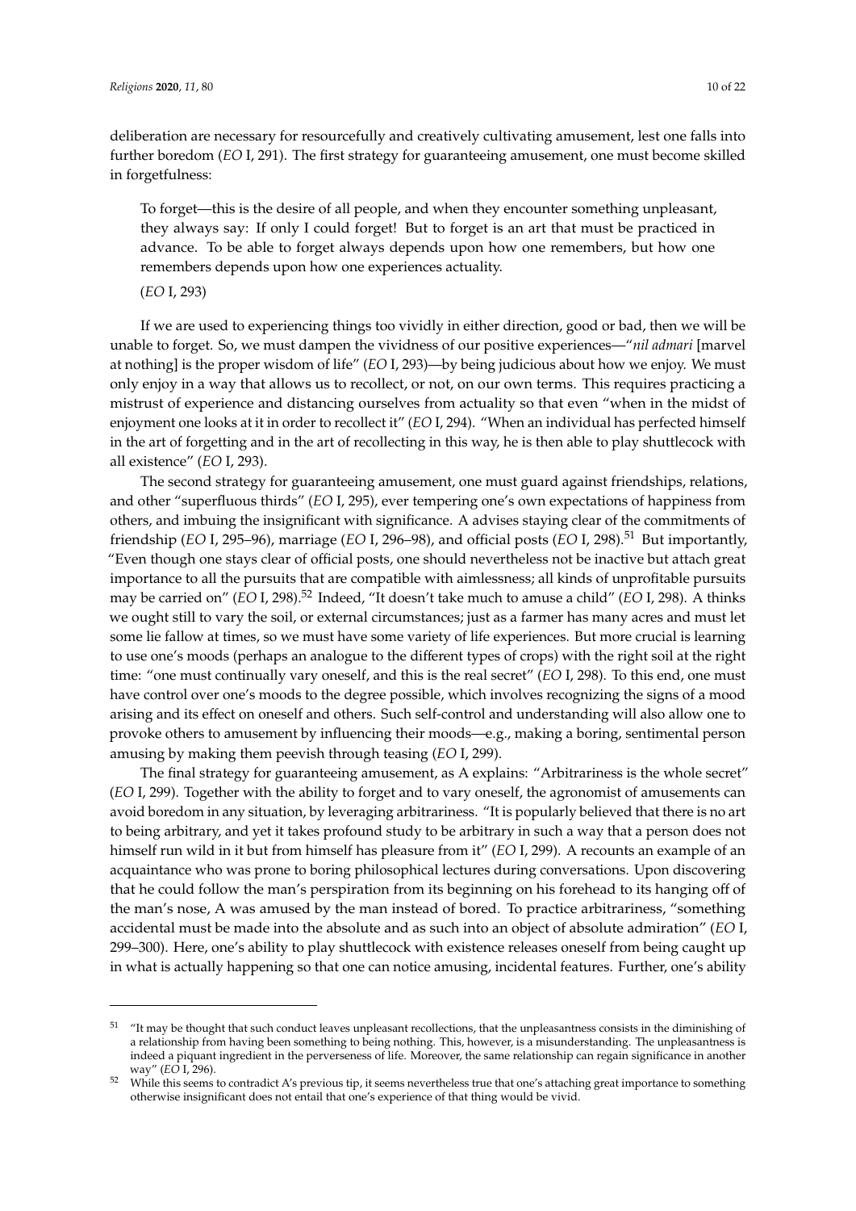deliberation are necessary for resourcefully and creatively cultivating amusement, lest one falls into further boredom (*EO* I, 291). The first strategy for guaranteeing amusement, one must become skilled in forgetfulness:

> To forget—this is the desire of all people, and when they encounter something unpleasant, they always say: If only I could forget! But to forget is an art that must be practiced in advance. To be able to forget always depends upon how one remembers, but how one remembers depends upon how one experiences actuality.
>
> (*EO* I, 293)

If we are used to experiencing things too vividly in either direction, good or bad, then we will be unable to forget. So, we must dampen the vividness of our positive experiences—"*nil admari* [marvel at nothing] is the proper wisdom of life" (*EO* I, 293)—by being judicious about how we enjoy. We must only enjoy in a way that allows us to recollect, or not, on our own terms. This requires practicing a mistrust of experience and distancing ourselves from actuality so that even "when in the midst of enjoyment one looks at it in order to recollect it" (*EO* I, 294). "When an individual has perfected himself in the art of forgetting and in the art of recollecting in this way, he is then able to play shuttlecock with all existence" (*EO* I, 293).

The second strategy for guaranteeing amusement, one must guard against friendships, relations, and other "superfluous thirds" (*EO* I, 295), ever tempering one's own expectations of happiness from others, and imbuing the insignificant with significance. A advises staying clear of the commitments of friendship (*EO* I, 295–96), marriage (*EO* I, 296–98), and official posts (*EO* I, 298).[51] But importantly, "Even though one stays clear of official posts, one should nevertheless not be inactive but attach great importance to all the pursuits that are compatible with aimlessness; all kinds of unprofitable pursuits may be carried on" (*EO* I, 298).[52] Indeed, "It doesn't take much to amuse a child" (*EO* I, 298). A thinks we ought still to vary the soil, or external circumstances; just as a farmer has many acres and must let some lie fallow at times, so we must have some variety of life experiences. But more crucial is learning to use one's moods (perhaps an analogue to the different types of crops) with the right soil at the right time: "one must continually vary oneself, and this is the real secret" (*EO* I, 298). To this end, one must have control over one's moods to the degree possible, which involves recognizing the signs of a mood arising and its effect on oneself and others. Such self-control and understanding will also allow one to provoke others to amusement by influencing their moods—e.g., making a boring, sentimental person amusing by making them peevish through teasing (*EO* I, 299).

The final strategy for guaranteeing amusement, as A explains: "Arbitrariness is the whole secret" (*EO* I, 299). Together with the ability to forget and to vary oneself, the agronomist of amusements can avoid boredom in any situation, by leveraging arbitrariness. "It is popularly believed that there is no art to being arbitrary, and yet it takes profound study to be arbitrary in such a way that a person does not himself run wild in it but from himself has pleasure from it" (*EO* I, 299). A recounts an example of an acquaintance who was prone to boring philosophical lectures during conversations. Upon discovering that he could follow the man's perspiration from its beginning on his forehead to its hanging off of the man's nose, A was amused by the man instead of bored. To practice arbitrariness, "something accidental must be made into the absolute and as such into an object of absolute admiration" (*EO* I, 299–300). Here, one's ability to play shuttlecock with existence releases oneself from being caught up in what is actually happening so that one can notice amusing, incidental features. Further, one's ability

---

[51] "It may be thought that such conduct leaves unpleasant recollections, that the unpleasantness consists in the diminishing of a relationship from having been something to being nothing. This, however, is a misunderstanding. The unpleasantness is indeed a piquant ingredient in the perverseness of life. Moreover, the same relationship can regain significance in another way" (*EO* I, 296).

[52] While this seems to contradict A's previous tip, it seems nevertheless true that one's attaching great importance to something otherwise insignificant does not entail that one's experience of that thing would be vivid.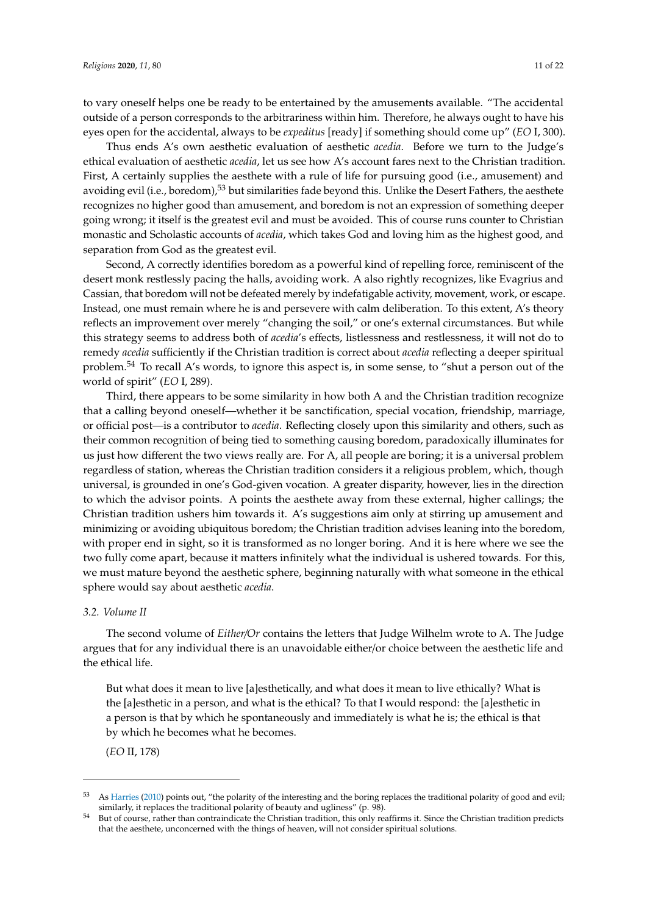to vary oneself helps one be ready to be entertained by the amusements available. "The accidental outside of a person corresponds to the arbitrariness within him. Therefore, he always ought to have his eyes open for the accidental, always to be *expeditus* [ready] if something should come up" (*EO* I, 300).

Thus ends A's own aesthetic evaluation of aesthetic *acedia*. Before we turn to the Judge's ethical evaluation of aesthetic *acedia*, let us see how A's account fares next to the Christian tradition. First, A certainly supplies the aesthete with a rule of life for pursuing good (i.e., amusement) and avoiding evil (i.e., boredom),[53] but similarities fade beyond this. Unlike the Desert Fathers, the aesthete recognizes no higher good than amusement, and boredom is not an expression of something deeper going wrong; it itself is the greatest evil and must be avoided. This of course runs counter to Christian monastic and Scholastic accounts of *acedia*, which takes God and loving him as the highest good, and separation from God as the greatest evil.

Second, A correctly identifies boredom as a powerful kind of repelling force, reminiscent of the desert monk restlessly pacing the halls, avoiding work. A also rightly recognizes, like Evagrius and Cassian, that boredom will not be defeated merely by indefatigable activity, movement, work, or escape. Instead, one must remain where he is and persevere with calm deliberation. To this extent, A's theory reflects an improvement over merely "changing the soil," or one's external circumstances. But while this strategy seems to address both of *acedia*'s effects, listlessness and restlessness, it will not do to remedy *acedia* sufficiently if the Christian tradition is correct about *acedia* reflecting a deeper spiritual problem.[54] To recall A's words, to ignore this aspect is, in some sense, to "shut a person out of the world of spirit" (*EO* I, 289).

Third, there appears to be some similarity in how both A and the Christian tradition recognize that a calling beyond oneself—whether it be sanctification, special vocation, friendship, marriage, or official post—is a contributor to *acedia*. Reflecting closely upon this similarity and others, such as their common recognition of being tied to something causing boredom, paradoxically illuminates for us just how different the two views really are. For A, all people are boring; it is a universal problem regardless of station, whereas the Christian tradition considers it a religious problem, which, though universal, is grounded in one's God-given vocation. A greater disparity, however, lies in the direction to which the advisor points. A points the aesthete away from these external, higher callings; the Christian tradition ushers him towards it. A's suggestions aim only at stirring up amusement and minimizing or avoiding ubiquitous boredom; the Christian tradition advises leaning into the boredom, with proper end in sight, so it is transformed as no longer boring. And it is here where we see the two fully come apart, because it matters infinitely what the individual is ushered towards. For this, we must mature beyond the aesthetic sphere, beginning naturally with what someone in the ethical sphere would say about aesthetic *acedia*.

### 3.2. Volume II

The second volume of *Either/Or* contains the letters that Judge Wilhelm wrote to A. The Judge argues that for any individual there is an unavoidable either/or choice between the aesthetic life and the ethical life.

> But what does it mean to live [a]esthetically, and what does it mean to live ethically? What is the [a]esthetic in a person, and what is the ethical? To that I would respond: the [a]esthetic in a person is that by which he spontaneously and immediately is what he is; the ethical is that by which he becomes what he becomes.
>
> (*EO* II, 178)

---

[53] As Harries (2010) points out, "the polarity of the interesting and the boring replaces the traditional polarity of good and evil; similarly, it replaces the traditional polarity of beauty and ugliness" (p. 98).

[54] But of course, rather than contraindicate the Christian tradition, this only reaffirms it. Since the Christian tradition predicts that the aesthete, unconcerned with the things of heaven, will not consider spiritual solutions.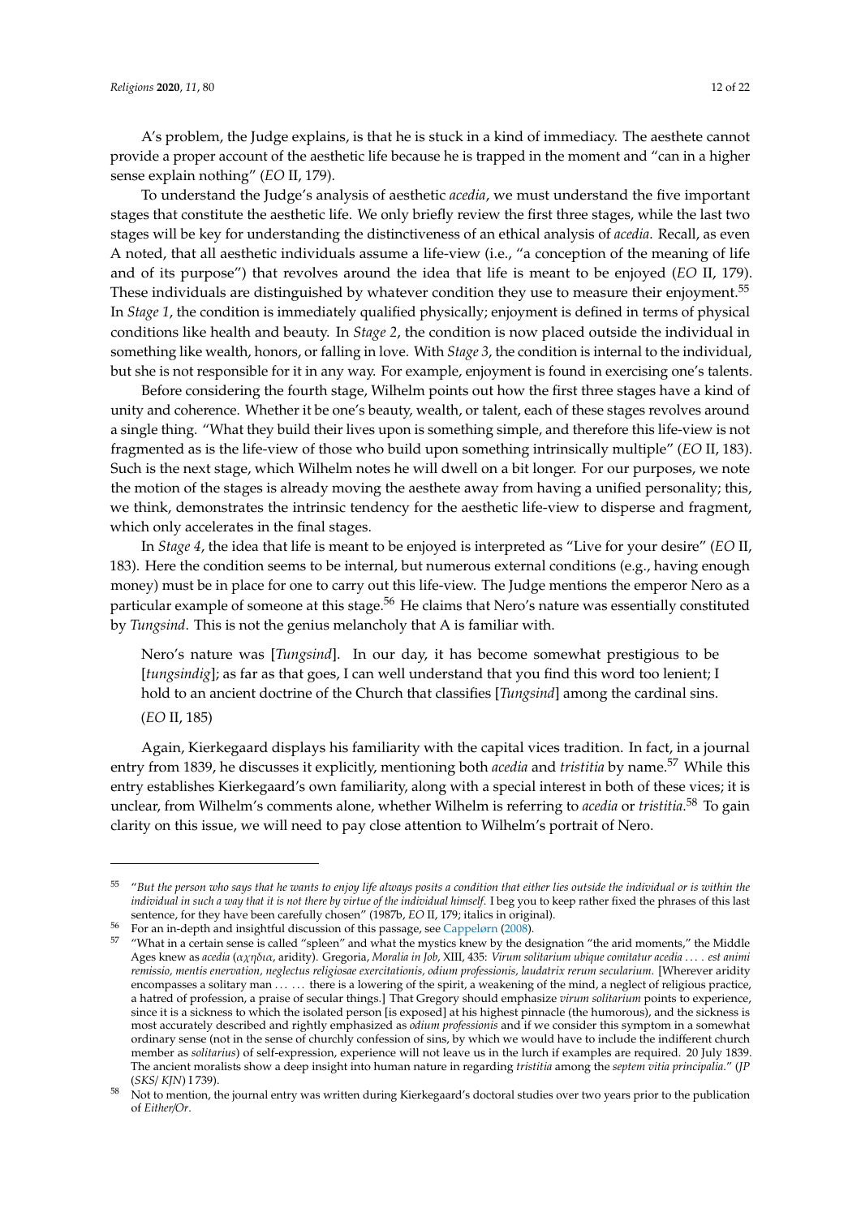A's problem, the Judge explains, is that he is stuck in a kind of immediacy. The aesthete cannot provide a proper account of the aesthetic life because he is trapped in the moment and "can in a higher sense explain nothing" (*EO* II, 179).

To understand the Judge's analysis of aesthetic *acedia*, we must understand the five important stages that constitute the aesthetic life. We only briefly review the first three stages, while the last two stages will be key for understanding the distinctiveness of an ethical analysis of *acedia*. Recall, as even A noted, that all aesthetic individuals assume a life-view (i.e., "a conception of the meaning of life and of its purpose") that revolves around the idea that life is meant to be enjoyed (*EO* II, 179). These individuals are distinguished by whatever condition they use to measure their enjoyment.[55] In *Stage 1*, the condition is immediately qualified physically; enjoyment is defined in terms of physical conditions like health and beauty. In *Stage 2*, the condition is now placed outside the individual in something like wealth, honors, or falling in love. With *Stage 3*, the condition is internal to the individual, but she is not responsible for it in any way. For example, enjoyment is found in exercising one's talents.

Before considering the fourth stage, Wilhelm points out how the first three stages have a kind of unity and coherence. Whether it be one's beauty, wealth, or talent, each of these stages revolves around a single thing. "What they build their lives upon is something simple, and therefore this life-view is not fragmented as is the life-view of those who build upon something intrinsically multiple" (*EO* II, 183). Such is the next stage, which Wilhelm notes he will dwell on a bit longer. For our purposes, we note the motion of the stages is already moving the aesthete away from having a unified personality; this, we think, demonstrates the intrinsic tendency for the aesthetic life-view to disperse and fragment, which only accelerates in the final stages.

In *Stage 4*, the idea that life is meant to be enjoyed is interpreted as "Live for your desire" (*EO* II, 183). Here the condition seems to be internal, but numerous external conditions (e.g., having enough money) must be in place for one to carry out this life-view. The Judge mentions the emperor Nero as a particular example of someone at this stage.[56] He claims that Nero's nature was essentially constituted by *Tungsind*. This is not the genius melancholy that A is familiar with.

> Nero's nature was [*Tungsind*]. In our day, it has become somewhat prestigious to be [*tungsindig*]; as far as that goes, I can well understand that you find this word too lenient; I hold to an ancient doctrine of the Church that classifies [*Tungsind*] among the cardinal sins. (*EO* II, 185)

Again, Kierkegaard displays his familiarity with the capital vices tradition. In fact, in a journal entry from 1839, he discusses it explicitly, mentioning both *acedia* and *tristitia* by name.[57] While this entry establishes Kierkegaard's own familiarity, along with a special interest in both of these vices; it is unclear, from Wilhelm's comments alone, whether Wilhelm is referring to *acedia* or *tristitia*.[58] To gain clarity on this issue, we will need to pay close attention to Wilhelm's portrait of Nero.

---

[55] "*But the person who says that he wants to enjoy life always posits a condition that either lies outside the individual or is within the individual in such a way that it is not there by virtue of the individual himself*. I beg you to keep rather fixed the phrases of this last sentence, for they have been carefully chosen" (1987b, *EO* II, 179; italics in original).

[56] For an in-depth and insightful discussion of this passage, see Cappelørn (2008).

[57] "What in a certain sense is called "spleen" and what the mystics knew by the designation "the arid moments," the Middle Ages knew as *acedia* (*αχηδια*, aridity). Gregoria, *Moralia in Job*, XIII, 435: *Virum solitarium ubique comitatur acedia* . . . *est animi remissio, mentis enervation, neglectus religiosae exercitationis, odium professionis, laudatrix rerum secularium.* [Wherever aridity encompasses a solitary man . . . . . . there is a lowering of the spirit, a weakening of the mind, a neglect of religious practice, a hatred of profession, a praise of secular things.] That Gregory should emphasize *virum solitarium* points to experience, since it is a sickness to which the isolated person [is exposed] at his highest pinnacle (the humorous), and the sickness is most accurately described and rightly emphasized as *odium professionis* and if we consider this symptom in a somewhat ordinary sense (not in the sense of churchly confession of sins, by which we would have to include the indifferent church member as *solitarius*) of self-expression, experience will not leave us in the lurch if examples are required. 20 July 1839. The ancient moralists show a deep insight into human nature in regarding *tristitia* among the *septem vitia principalia*." (*JP* (*SKS*/ *KJN*) I 739).

[58] Not to mention, the journal entry was written during Kierkegaard's doctoral studies over two years prior to the publication of *Either/Or*.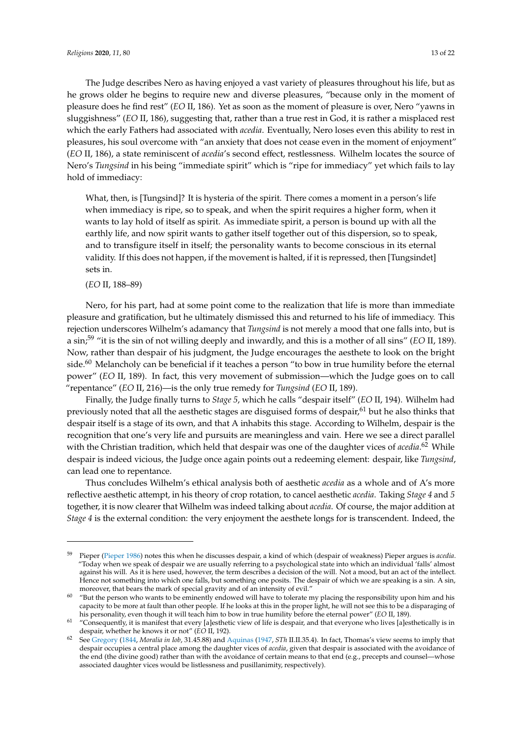The Judge describes Nero as having enjoyed a vast variety of pleasures throughout his life, but as he grows older he begins to require new and diverse pleasures, "because only in the moment of pleasure does he find rest" (*EO* II, 186). Yet as soon as the moment of pleasure is over, Nero "yawns in sluggishness" (*EO* II, 186), suggesting that, rather than a true rest in God, it is rather a misplaced rest which the early Fathers had associated with *acedia*. Eventually, Nero loses even this ability to rest in pleasures, his soul overcome with "an anxiety that does not cease even in the moment of enjoyment" (*EO* II, 186), a state reminiscent of *acedia*'s second effect, restlessness. Wilhelm locates the source of Nero's *Tungsind* in his being "immediate spirit" which is "ripe for immediacy" yet which fails to lay hold of immediacy:

> What, then, is [Tungsind]? It is hysteria of the spirit. There comes a moment in a person's life when immediacy is ripe, so to speak, and when the spirit requires a higher form, when it wants to lay hold of itself as spirit. As immediate spirit, a person is bound up with all the earthly life, and now spirit wants to gather itself together out of this dispersion, so to speak, and to transfigure itself in itself; the personality wants to become conscious in its eternal validity. If this does not happen, if the movement is halted, if it is repressed, then [Tungsindet] sets in.
>
> (*EO* II, 188–89)

Nero, for his part, had at some point come to the realization that life is more than immediate pleasure and gratification, but he ultimately dismissed this and returned to his life of immediacy. This rejection underscores Wilhelm's adamancy that *Tungsind* is not merely a mood that one falls into, but is a sin;[59] "it is the sin of not willing deeply and inwardly, and this is a mother of all sins" (*EO* II, 189). Now, rather than despair of his judgment, the Judge encourages the aesthete to look on the bright side.[60] Melancholy can be beneficial if it teaches a person "to bow in true humility before the eternal power" (*EO* II, 189). In fact, this very movement of submission—which the Judge goes on to call "repentance" (*EO* II, 216)—is the only true remedy for *Tungsind* (*EO* II, 189).

Finally, the Judge finally turns to *Stage 5*, which he calls "despair itself" (*EO* II, 194). Wilhelm had previously noted that all the aesthetic stages are disguised forms of despair,[61] but he also thinks that despair itself is a stage of its own, and that A inhabits this stage. According to Wilhelm, despair is the recognition that one's very life and pursuits are meaningless and vain. Here we see a direct parallel with the Christian tradition, which held that despair was one of the daughter vices of *acedia*.[62] While despair is indeed vicious, the Judge once again points out a redeeming element: despair, like *Tungsind*, can lead one to repentance.

Thus concludes Wilhelm's ethical analysis both of aesthetic *acedia* as a whole and of A's more reflective aesthetic attempt, in his theory of crop rotation, to cancel aesthetic *acedia*. Taking *Stage 4* and *5* together, it is now clearer that Wilhelm was indeed talking about *acedia*. Of course, the major addition at *Stage 4* is the external condition: the very enjoyment the aesthete longs for is transcendent. Indeed, the

---

[59] Pieper (Pieper 1986) notes this when he discusses despair, a kind of which (despair of weakness) Pieper argues is *acedia*. "Today when we speak of despair we are usually referring to a psychological state into which an individual 'falls' almost against his will. As it is here used, however, the term describes a decision of the will. Not a mood, but an act of the intellect. Hence not something into which one falls, but something one posits. The despair of which we are speaking is a sin. A sin, moreover, that bears the mark of special gravity and of an intensity of evil."

[60] "But the person who wants to be eminently endowed will have to tolerate my placing the responsibility upon him and his capacity to be more at fault than other people. If he looks at this in the proper light, he will not see this to be a disparaging of his personality, even though it will teach him to bow in true humility before the eternal power" (*EO* II, 189).

[61] "Consequently, it is manifest that every [a]esthetic view of life is despair, and that everyone who lives [a]esthetically is in despair, whether he knows it or not" (*EO* II, 192).

[62] See Gregory (1844, *Moralia in Iob*, 31.45.88) and Aquinas (1947, *STh* II.II.35.4). In fact, Thomas's view seems to imply that despair occupies a central place among the daughter vices of *acedia*, given that despair is associated with the avoidance of the end (the divine good) rather than with the avoidance of certain means to that end (e.g., precepts and counsel—whose associated daughter vices would be listlessness and pusillanimity, respectively).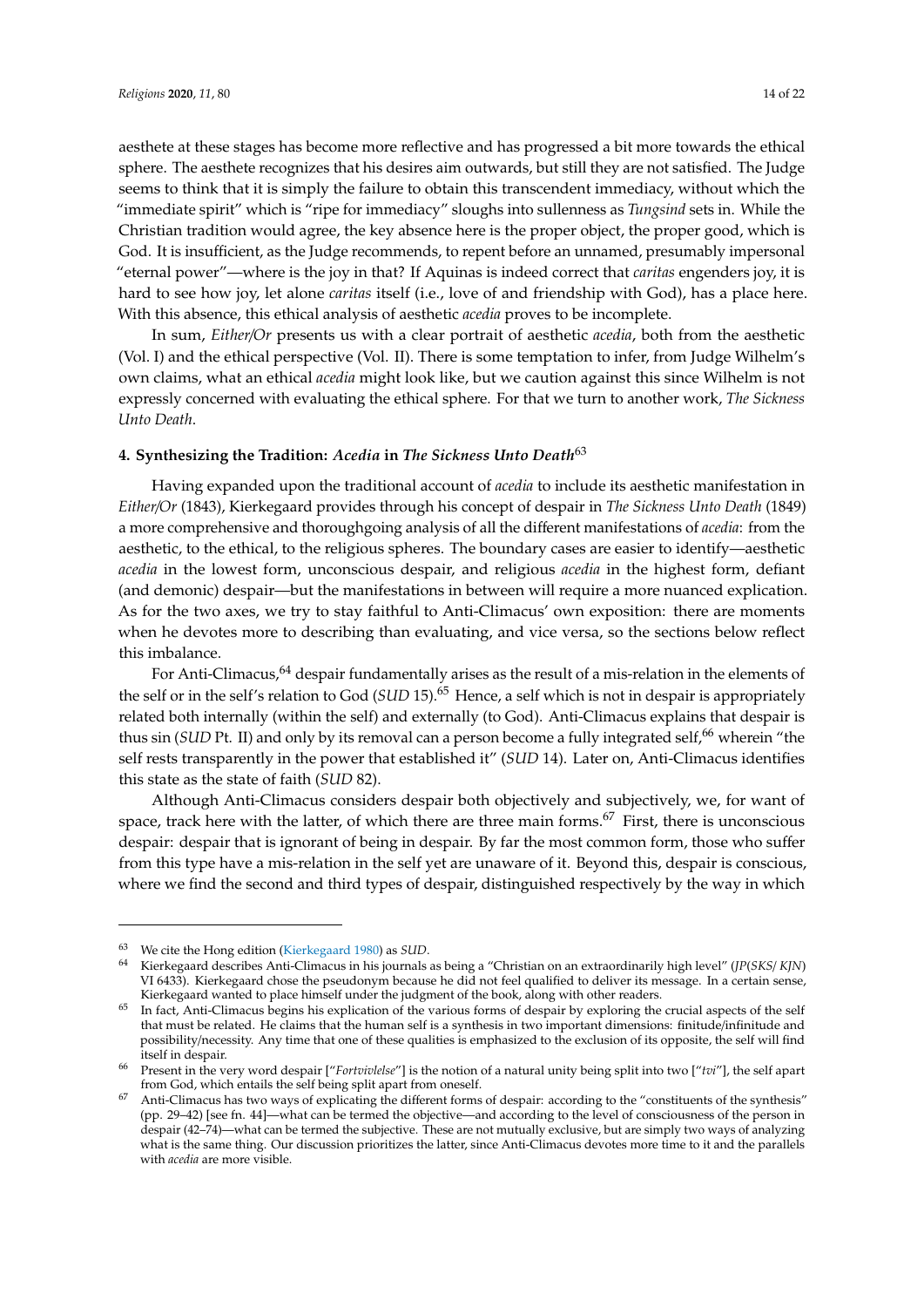aesthete at these stages has become more reflective and has progressed a bit more towards the ethical sphere. The aesthete recognizes that his desires aim outwards, but still they are not satisfied. The Judge seems to think that it is simply the failure to obtain this transcendent immediacy, without which the "immediate spirit" which is "ripe for immediacy" sloughs into sullenness as *Tungsind* sets in. While the Christian tradition would agree, the key absence here is the proper object, the proper good, which is God. It is insufficient, as the Judge recommends, to repent before an unnamed, presumably impersonal "eternal power"—where is the joy in that? If Aquinas is indeed correct that *caritas* engenders joy, it is hard to see how joy, let alone *caritas* itself (i.e., love of and friendship with God), has a place here. With this absence, this ethical analysis of aesthetic *acedia* proves to be incomplete.

In sum, *Either/Or* presents us with a clear portrait of aesthetic *acedia*, both from the aesthetic (Vol. I) and the ethical perspective (Vol. II). There is some temptation to infer, from Judge Wilhelm's own claims, what an ethical *acedia* might look like, but we caution against this since Wilhelm is not expressly concerned with evaluating the ethical sphere. For that we turn to another work, *The Sickness Unto Death*.

## 4. Synthesizing the Tradition: *Acedia* in *The Sickness Unto Death*[63]

Having expanded upon the traditional account of *acedia* to include its aesthetic manifestation in *Either/Or* (1843), Kierkegaard provides through his concept of despair in *The Sickness Unto Death* (1849) a more comprehensive and thoroughgoing analysis of all the different manifestations of *acedia*: from the aesthetic, to the ethical, to the religious spheres. The boundary cases are easier to identify—aesthetic *acedia* in the lowest form, unconscious despair, and religious *acedia* in the highest form, defiant (and demonic) despair—but the manifestations in between will require a more nuanced explication. As for the two axes, we try to stay faithful to Anti-Climacus' own exposition: there are moments when he devotes more to describing than evaluating, and vice versa, so the sections below reflect this imbalance.

For Anti-Climacus,[64] despair fundamentally arises as the result of a mis-relation in the elements of the self or in the self's relation to God (*SUD* 15).[65] Hence, a self which is not in despair is appropriately related both internally (within the self) and externally (to God). Anti-Climacus explains that despair is thus sin (*SUD* Pt. II) and only by its removal can a person become a fully integrated self,[66] wherein "the self rests transparently in the power that established it" (*SUD* 14). Later on, Anti-Climacus identifies this state as the state of faith (*SUD* 82).

Although Anti-Climacus considers despair both objectively and subjectively, we, for want of space, track here with the latter, of which there are three main forms.[67] First, there is unconscious despair: despair that is ignorant of being in despair. By far the most common form, those who suffer from this type have a mis-relation in the self yet are unaware of it. Beyond this, despair is conscious, where we find the second and third types of despair, distinguished respectively by the way in which

---

[63] We cite the Hong edition (Kierkegaard 1980) as *SUD*.

[64] Kierkegaard describes Anti-Climacus in his journals as being a "Christian on an extraordinarily high level" (*JP*(*SKS*/ *KJN*) VI 6433). Kierkegaard chose the pseudonym because he did not feel qualified to deliver its message. In a certain sense, Kierkegaard wanted to place himself under the judgment of the book, along with other readers.

[65] In fact, Anti-Climacus begins his explication of the various forms of despair by exploring the crucial aspects of the self that must be related. He claims that the human self is a synthesis in two important dimensions: finitude/infinitude and possibility/necessity. Any time that one of these qualities is emphasized to the exclusion of its opposite, the self will find itself in despair.

[66] Present in the very word despair ["*Fortvivlelse*"] is the notion of a natural unity being split into two ["*tvi*"], the self apart from God, which entails the self being split apart from oneself.

[67] Anti-Climacus has two ways of explicating the different forms of despair: according to the "constituents of the synthesis" (pp. 29–42) [see fn. 44]—what can be termed the objective—and according to the level of consciousness of the person in despair (42–74)—what can be termed the subjective. These are not mutually exclusive, but are simply two ways of analyzing what is the same thing. Our discussion prioritizes the latter, since Anti-Climacus devotes more time to it and the parallels with *acedia* are more visible.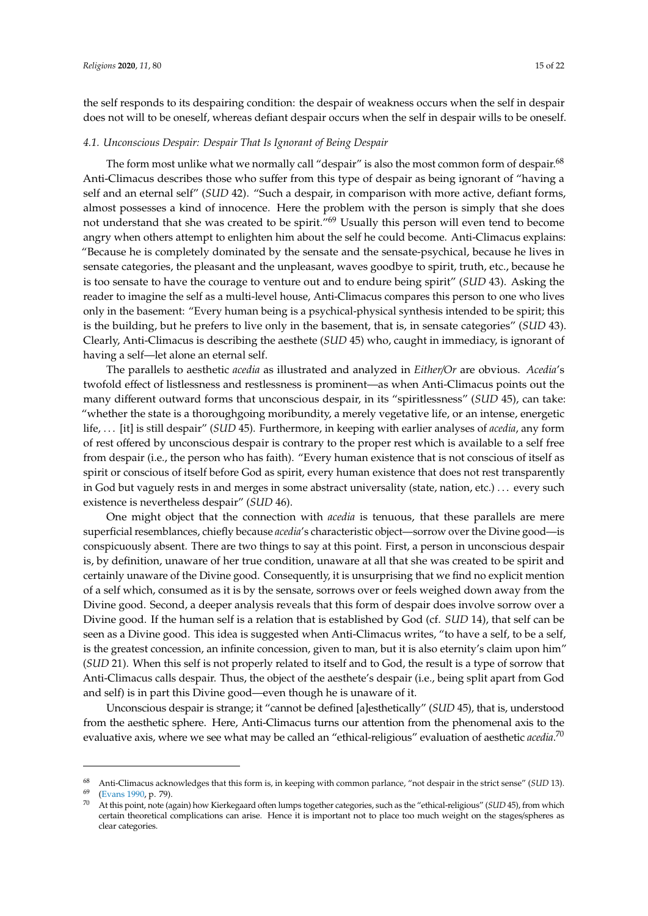the self responds to its despairing condition: the despair of weakness occurs when the self in despair does not will to be oneself, whereas defiant despair occurs when the self in despair wills to be oneself.

### *4.1. Unconscious Despair: Despair That Is Ignorant of Being Despair*

The form most unlike what we normally call "despair" is also the most common form of despair.[68] Anti-Climacus describes those who suffer from this type of despair as being ignorant of "having a self and an eternal self" (*SUD* 42). "Such a despair, in comparison with more active, defiant forms, almost possesses a kind of innocence. Here the problem with the person is simply that she does not understand that she was created to be spirit."[69] Usually this person will even tend to become angry when others attempt to enlighten him about the self he could become. Anti-Climacus explains: "Because he is completely dominated by the sensate and the sensate-psychical, because he lives in sensate categories, the pleasant and the unpleasant, waves goodbye to spirit, truth, etc., because he is too sensate to have the courage to venture out and to endure being spirit" (*SUD* 43). Asking the reader to imagine the self as a multi-level house, Anti-Climacus compares this person to one who lives only in the basement: "Every human being is a psychical-physical synthesis intended to be spirit; this is the building, but he prefers to live only in the basement, that is, in sensate categories" (*SUD* 43). Clearly, Anti-Climacus is describing the aesthete (*SUD* 45) who, caught in immediacy, is ignorant of having a self—let alone an eternal self.

The parallels to aesthetic *acedia* as illustrated and analyzed in *Either/Or* are obvious. *Acedia*'s twofold effect of listlessness and restlessness is prominent—as when Anti-Climacus points out the many different outward forms that unconscious despair, in its "spiritlessness" (*SUD* 45), can take: "whether the state is a thoroughgoing moribundity, a merely vegetative life, or an intense, energetic life, . . . [it] is still despair" (*SUD* 45). Furthermore, in keeping with earlier analyses of *acedia*, any form of rest offered by unconscious despair is contrary to the proper rest which is available to a self free from despair (i.e., the person who has faith). "Every human existence that is not conscious of itself as spirit or conscious of itself before God as spirit, every human existence that does not rest transparently in God but vaguely rests in and merges in some abstract universality (state, nation, etc.) . . . every such existence is nevertheless despair" (*SUD* 46).

One might object that the connection with *acedia* is tenuous, that these parallels are mere superficial resemblances, chiefly because *acedia*'s characteristic object—sorrow over the Divine good—is conspicuously absent. There are two things to say at this point. First, a person in unconscious despair is, by definition, unaware of her true condition, unaware at all that she was created to be spirit and certainly unaware of the Divine good. Consequently, it is unsurprising that we find no explicit mention of a self which, consumed as it is by the sensate, sorrows over or feels weighed down away from the Divine good. Second, a deeper analysis reveals that this form of despair does involve sorrow over a Divine good. If the human self is a relation that is established by God (cf. *SUD* 14), that self can be seen as a Divine good. This idea is suggested when Anti-Climacus writes, "to have a self, to be a self, is the greatest concession, an infinite concession, given to man, but it is also eternity's claim upon him" (*SUD* 21). When this self is not properly related to itself and to God, the result is a type of sorrow that Anti-Climacus calls despair. Thus, the object of the aesthete's despair (i.e., being split apart from God and self) is in part this Divine good—even though he is unaware of it.

Unconscious despair is strange; it "cannot be defined [a]esthetically" (*SUD* 45), that is, understood from the aesthetic sphere. Here, Anti-Climacus turns our attention from the phenomenal axis to the evaluative axis, where we see what may be called an "ethical-religious" evaluation of aesthetic *acedia*.[70]

---

[68] Anti-Climacus acknowledges that this form is, in keeping with common parlance, "not despair in the strict sense" (*SUD* 13).

[69] (Evans 1990, p. 79).

[70] At this point, note (again) how Kierkegaard often lumps together categories, such as the "ethical-religious" (*SUD* 45), from which certain theoretical complications can arise. Hence it is important not to place too much weight on the stages/spheres as clear categories.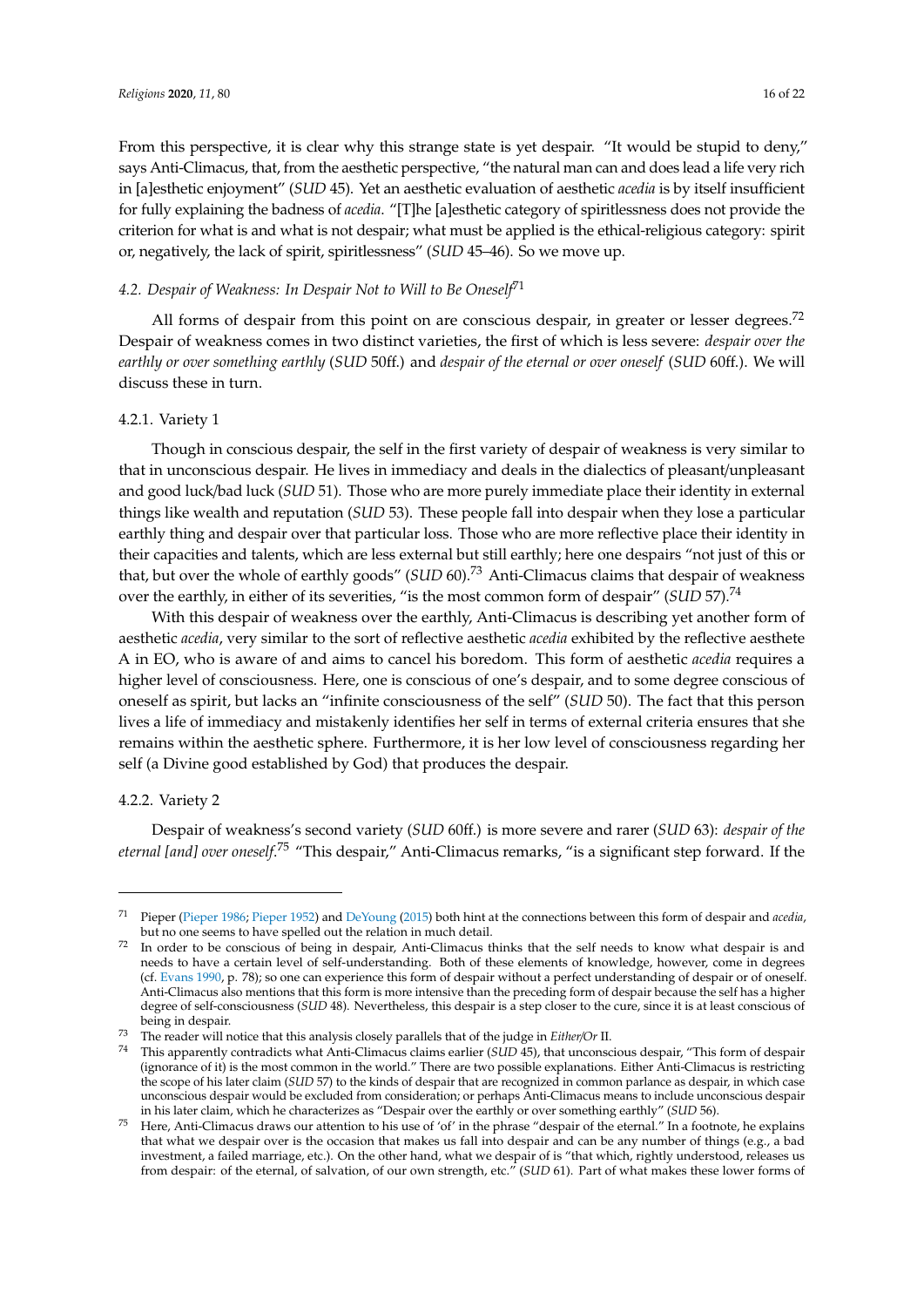From this perspective, it is clear why this strange state is yet despair. "It would be stupid to deny," says Anti-Climacus, that, from the aesthetic perspective, "the natural man can and does lead a life very rich in [a]esthetic enjoyment" (*SUD* 45). Yet an aesthetic evaluation of aesthetic *acedia* is by itself insufficient for fully explaining the badness of *acedia*. "[T]he [a]esthetic category of spiritlessness does not provide the criterion for what is and what is not despair; what must be applied is the ethical-religious category: spirit or, negatively, the lack of spirit, spiritlessness" (*SUD* 45–46). So we move up.

### *4.2. Despair of Weakness: In Despair Not to Will to Be Oneself*[71]

All forms of despair from this point on are conscious despair, in greater or lesser degrees.[72] Despair of weakness comes in two distinct varieties, the first of which is less severe: *despair over the earthly or over something earthly* (*SUD* 50ff.) and *despair of the eternal or over oneself* (*SUD* 60ff.). We will discuss these in turn.

#### 4.2.1. Variety 1

Though in conscious despair, the self in the first variety of despair of weakness is very similar to that in unconscious despair. He lives in immediacy and deals in the dialectics of pleasant/unpleasant and good luck/bad luck (*SUD* 51). Those who are more purely immediate place their identity in external things like wealth and reputation (*SUD* 53). These people fall into despair when they lose a particular earthly thing and despair over that particular loss. Those who are more reflective place their identity in their capacities and talents, which are less external but still earthly; here one despairs "not just of this or that, but over the whole of earthly goods" (*SUD* 60).[73] Anti-Climacus claims that despair of weakness over the earthly, in either of its severities, "is the most common form of despair" (*SUD* 57).[74]

With this despair of weakness over the earthly, Anti-Climacus is describing yet another form of aesthetic *acedia*, very similar to the sort of reflective aesthetic *acedia* exhibited by the reflective aesthete A in EO, who is aware of and aims to cancel his boredom. This form of aesthetic *acedia* requires a higher level of consciousness. Here, one is conscious of one's despair, and to some degree conscious of oneself as spirit, but lacks an "infinite consciousness of the self" (*SUD* 50). The fact that this person lives a life of immediacy and mistakenly identifies her self in terms of external criteria ensures that she remains within the aesthetic sphere. Furthermore, it is her low level of consciousness regarding her self (a Divine good established by God) that produces the despair.

#### 4.2.2. Variety 2

Despair of weakness's second variety (*SUD* 60ff.) is more severe and rarer (*SUD* 63): *despair of the eternal [and] over oneself*.[75] "This despair," Anti-Climacus remarks, "is a significant step forward. If the

---

[71] Pieper (Pieper 1986; Pieper 1952) and DeYoung (2015) both hint at the connections between this form of despair and *acedia*, but no one seems to have spelled out the relation in much detail.

[72] In order to be conscious of being in despair, Anti-Climacus thinks that the self needs to know what despair is and needs to have a certain level of self-understanding. Both of these elements of knowledge, however, come in degrees (cf. Evans 1990, p. 78); so one can experience this form of despair without a perfect understanding of despair or of oneself. Anti-Climacus also mentions that this form is more intensive than the preceding form of despair because the self has a higher degree of self-consciousness (*SUD* 48). Nevertheless, this despair is a step closer to the cure, since it is at least conscious of being in despair.

[73] The reader will notice that this analysis closely parallels that of the judge in *Either/Or* II.

[74] This apparently contradicts what Anti-Climacus claims earlier (*SUD* 45), that unconscious despair, "This form of despair (ignorance of it) is the most common in the world." There are two possible explanations. Either Anti-Climacus is restricting the scope of his later claim (*SUD* 57) to the kinds of despair that are recognized in common parlance as despair, in which case unconscious despair would be excluded from consideration; or perhaps Anti-Climacus means to include unconscious despair in his later claim, which he characterizes as "Despair over the earthly or over something earthly" (*SUD* 56).

[75] Here, Anti-Climacus draws our attention to his use of 'of' in the phrase "despair of the eternal." In a footnote, he explains that what we despair over is the occasion that makes us fall into despair and can be any number of things (e.g., a bad investment, a failed marriage, etc.). On the other hand, what we despair of is "that which, rightly understood, releases us from despair: of the eternal, of salvation, of our own strength, etc." (*SUD* 61). Part of what makes these lower forms of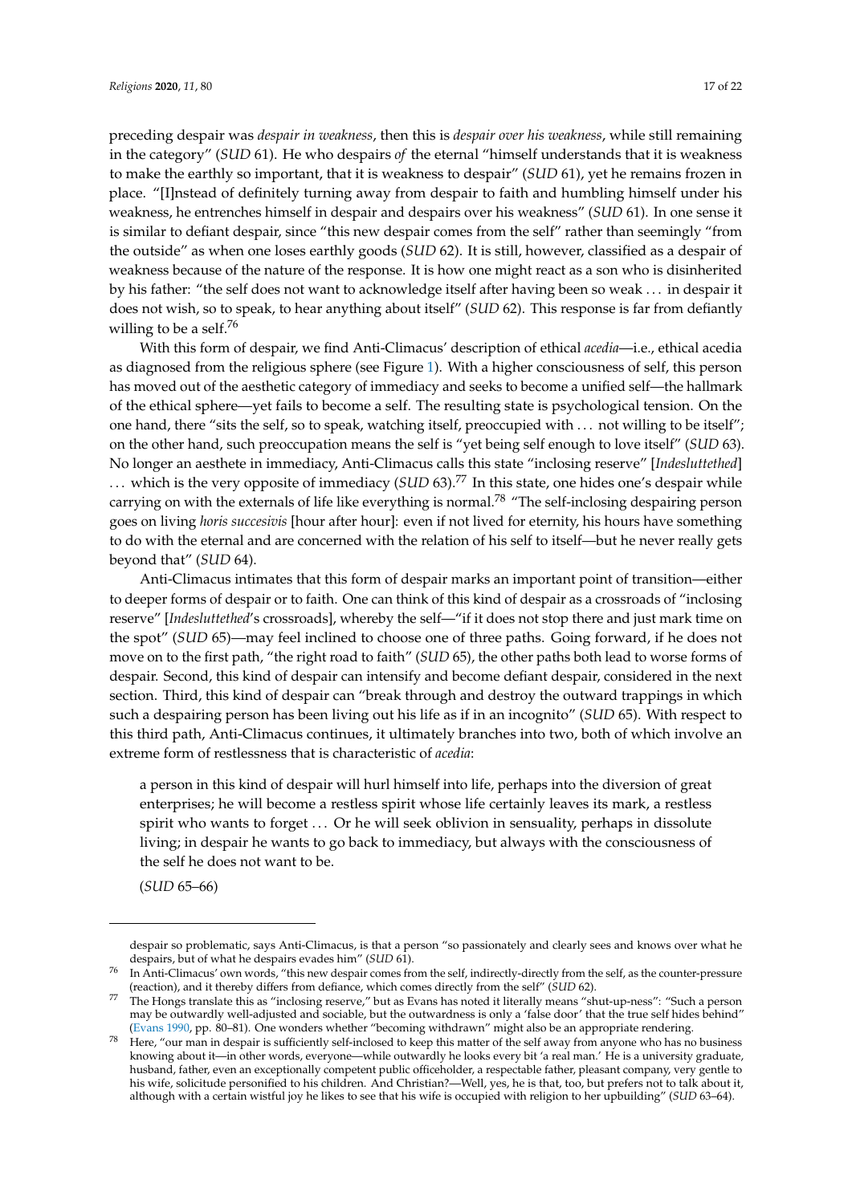preceding despair was *despair in weakness*, then this is *despair over his weakness*, while still remaining in the category" (*SUD* 61). He who despairs *of* the eternal "himself understands that it is weakness to make the earthly so important, that it is weakness to despair" (*SUD* 61), yet he remains frozen in place. "[I]nstead of definitely turning away from despair to faith and humbling himself under his weakness, he entrenches himself in despair and despairs over his weakness" (*SUD* 61). In one sense it is similar to defiant despair, since "this new despair comes from the self" rather than seemingly "from the outside" as when one loses earthly goods (*SUD* 62). It is still, however, classified as a despair of weakness because of the nature of the response. It is how one might react as a son who is disinherited by his father: "the self does not want to acknowledge itself after having been so weak . . . in despair it does not wish, so to speak, to hear anything about itself" (*SUD* 62). This response is far from defiantly willing to be a self.[76]

With this form of despair, we find Anti-Climacus' description of ethical *acedia*—i.e., ethical acedia as diagnosed from the religious sphere (see Figure 1). With a higher consciousness of self, this person has moved out of the aesthetic category of immediacy and seeks to become a unified self—the hallmark of the ethical sphere—yet fails to become a self. The resulting state is psychological tension. On the one hand, there "sits the self, so to speak, watching itself, preoccupied with . . . not willing to be itself"; on the other hand, such preoccupation means the self is "yet being self enough to love itself" (*SUD* 63). No longer an aesthete in immediacy, Anti-Climacus calls this state "inclosing reserve" [*Indesluttethed*] . . . which is the very opposite of immediacy (*SUD* 63).[77] In this state, one hides one's despair while carrying on with the externals of life like everything is normal.[78] "The self-inclosing despairing person goes on living *horis succesivis* [hour after hour]: even if not lived for eternity, his hours have something to do with the eternal and are concerned with the relation of his self to itself—but he never really gets beyond that" (*SUD* 64).

Anti-Climacus intimates that this form of despair marks an important point of transition—either to deeper forms of despair or to faith. One can think of this kind of despair as a crossroads of "inclosing reserve" [*Indesluttethed*'s crossroads], whereby the self—"if it does not stop there and just mark time on the spot" (*SUD* 65)—may feel inclined to choose one of three paths. Going forward, if he does not move on to the first path, "the right road to faith" (*SUD* 65), the other paths both lead to worse forms of despair. Second, this kind of despair can intensify and become defiant despair, considered in the next section. Third, this kind of despair can "break through and destroy the outward trappings in which such a despairing person has been living out his life as if in an incognito" (*SUD* 65). With respect to this third path, Anti-Climacus continues, it ultimately branches into two, both of which involve an extreme form of restlessness that is characteristic of *acedia*:

> a person in this kind of despair will hurl himself into life, perhaps into the diversion of great enterprises; he will become a restless spirit whose life certainly leaves its mark, a restless spirit who wants to forget . . . Or he will seek oblivion in sensuality, perhaps in dissolute living; in despair he wants to go back to immediacy, but always with the consciousness of the self he does not want to be.
>
> (*SUD* 65–66)

---

despair so problematic, says Anti-Climacus, is that a person "so passionately and clearly sees and knows over what he despairs, but of what he despairs evades him" (*SUD* 61).

[76] In Anti-Climacus' own words, "this new despair comes from the self, indirectly-directly from the self, as the counter-pressure (reaction), and it thereby differs from defiance, which comes directly from the self" (*SUD* 62).

[77] The Hongs translate this as "inclosing reserve," but as Evans has noted it literally means "shut-up-ness": "Such a person may be outwardly well-adjusted and sociable, but the outwardness is only a 'false door' that the true self hides behind" (Evans 1990, pp. 80–81). One wonders whether "becoming withdrawn" might also be an appropriate rendering.

[78] Here, "our man in despair is sufficiently self-inclosed to keep this matter of the self away from anyone who has no business knowing about it—in other words, everyone—while outwardly he looks every bit 'a real man.' He is a university graduate, husband, father, even an exceptionally competent public officeholder, a respectable father, pleasant company, very gentle to his wife, solicitude personified to his children. And Christian?—Well, yes, he is that, too, but prefers not to talk about it, although with a certain wistful joy he likes to see that his wife is occupied with religion to her upbuilding" (*SUD* 63–64).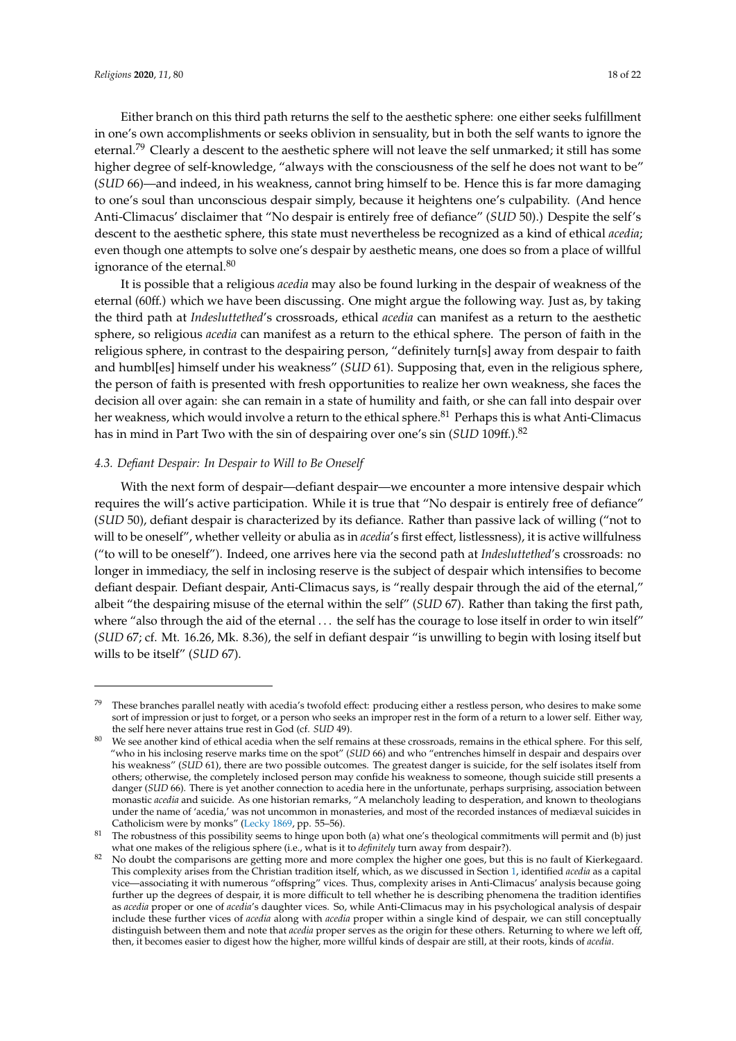Either branch on this third path returns the self to the aesthetic sphere: one either seeks fulfillment in one's own accomplishments or seeks oblivion in sensuality, but in both the self wants to ignore the eternal.[79] Clearly a descent to the aesthetic sphere will not leave the self unmarked; it still has some higher degree of self-knowledge, "always with the consciousness of the self he does not want to be" (*SUD* 66)—and indeed, in his weakness, cannot bring himself to be. Hence this is far more damaging to one's soul than unconscious despair simply, because it heightens one's culpability. (And hence Anti-Climacus' disclaimer that "No despair is entirely free of defiance" (*SUD* 50).) Despite the self's descent to the aesthetic sphere, this state must nevertheless be recognized as a kind of ethical *acedia*; even though one attempts to solve one's despair by aesthetic means, one does so from a place of willful ignorance of the eternal.[80]

It is possible that a religious *acedia* may also be found lurking in the despair of weakness of the eternal (60ff.) which we have been discussing. One might argue the following way. Just as, by taking the third path at *Indesluttethed*'s crossroads, ethical *acedia* can manifest as a return to the aesthetic sphere, so religious *acedia* can manifest as a return to the ethical sphere. The person of faith in the religious sphere, in contrast to the despairing person, "definitely turn[s] away from despair to faith and humbl[es] himself under his weakness" (*SUD* 61). Supposing that, even in the religious sphere, the person of faith is presented with fresh opportunities to realize her own weakness, she faces the decision all over again: she can remain in a state of humility and faith, or she can fall into despair over her weakness, which would involve a return to the ethical sphere.[81] Perhaps this is what Anti-Climacus has in mind in Part Two with the sin of despairing over one's sin (*SUD* 109ff.).[82]

### *4.3. Defiant Despair: In Despair to Will to Be Oneself*

With the next form of despair—defiant despair—we encounter a more intensive despair which requires the will's active participation. While it is true that "No despair is entirely free of defiance" (*SUD* 50), defiant despair is characterized by its defiance. Rather than passive lack of willing ("not to will to be oneself", whether velleity or abulia as in *acedia*'s first effect, listlessness), it is active willfulness ("to will to be oneself"). Indeed, one arrives here via the second path at *Indesluttethed*'s crossroads: no longer in immediacy, the self in inclosing reserve is the subject of despair which intensifies to become defiant despair. Defiant despair, Anti-Climacus says, is "really despair through the aid of the eternal," albeit "the despairing misuse of the eternal within the self" (*SUD* 67). Rather than taking the first path, where "also through the aid of the eternal ... the self has the courage to lose itself in order to win itself" (*SUD* 67; cf. Mt. 16.26, Mk. 8.36), the self in defiant despair "is unwilling to begin with losing itself but wills to be itself" (*SUD* 67).

---

[79] These branches parallel neatly with acedia's twofold effect: producing either a restless person, who desires to make some sort of impression or just to forget, or a person who seeks an improper rest in the form of a return to a lower self. Either way, the self here never attains true rest in God (cf. *SUD* 49).

[80] We see another kind of ethical acedia when the self remains at these crossroads, remains in the ethical sphere. For this self, "who in his inclosing reserve marks time on the spot" (*SUD* 66) and who "entrenches himself in despair and despairs over his weakness" (*SUD* 61), there are two possible outcomes. The greatest danger is suicide, for the self isolates itself from others; otherwise, the completely inclosed person may confide his weakness to someone, though suicide still presents a danger (*SUD* 66). There is yet another connection to acedia here in the unfortunate, perhaps surprising, association between monastic *acedia* and suicide. As one historian remarks, "A melancholy leading to desperation, and known to theologians under the name of 'acedia,' was not uncommon in monasteries, and most of the recorded instances of mediæval suicides in Catholicism were by monks" (Lecky 1869, pp. 55–56).

[81] The robustness of this possibility seems to hinge upon both (a) what one's theological commitments will permit and (b) just what one makes of the religious sphere (i.e., what is it to *definitely* turn away from despair?).

[82] No doubt the comparisons are getting more and more complex the higher one goes, but this is no fault of Kierkegaard. This complexity arises from the Christian tradition itself, which, as we discussed in Section 1, identified *acedia* as a capital vice—associating it with numerous "offspring" vices. Thus, complexity arises in Anti-Climacus' analysis because going further up the degrees of despair, it is more difficult to tell whether he is describing phenomena the tradition identifies as *acedia* proper or one of *acedia*'s daughter vices. So, while Anti-Climacus may in his psychological analysis of despair include these further vices of *acedia* along with *acedia* proper within a single kind of despair, we can still conceptually distinguish between them and note that *acedia* proper serves as the origin for these others. Returning to where we left off, then, it becomes easier to digest how the higher, more willful kinds of despair are still, at their roots, kinds of *acedia*.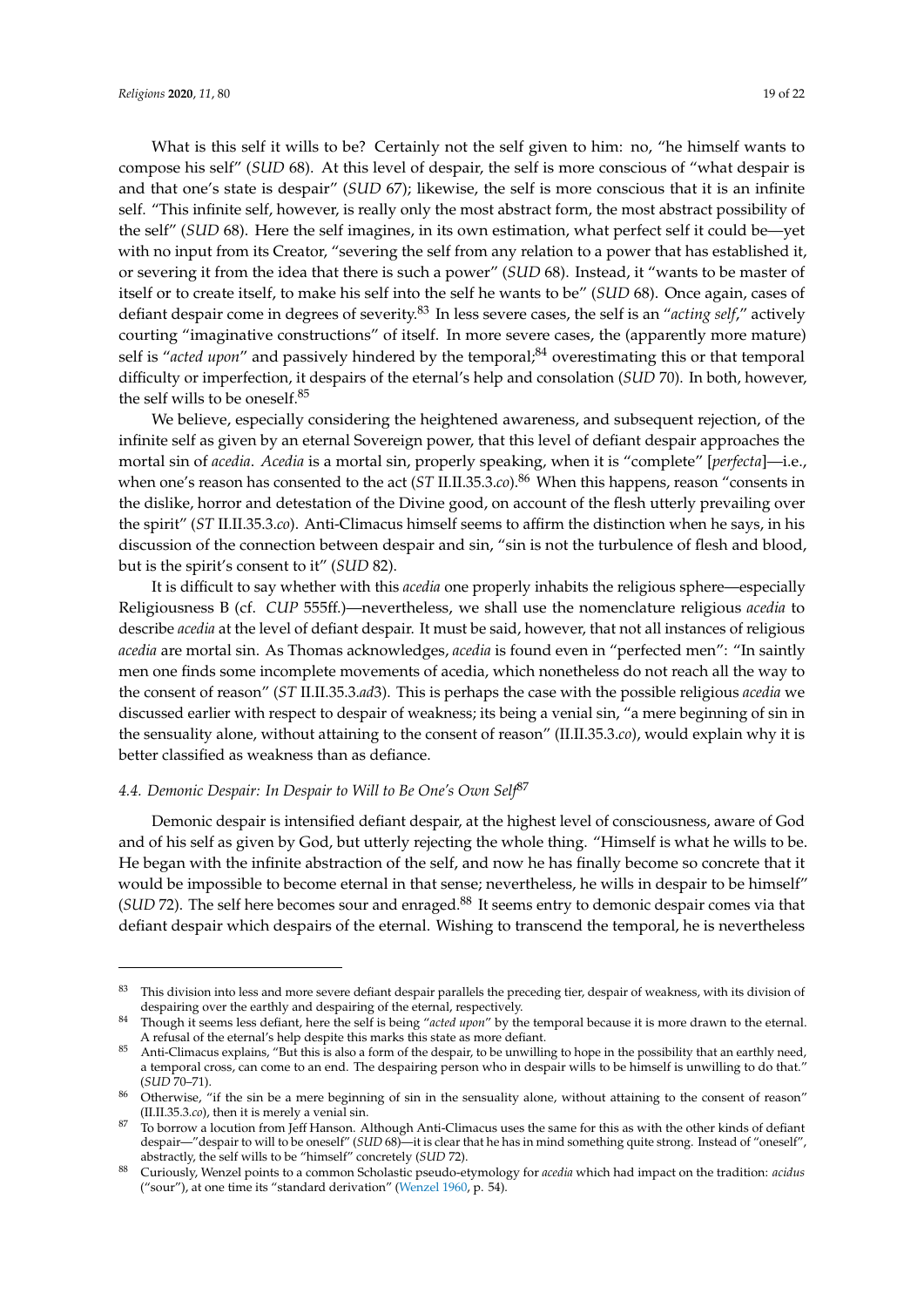What is this self it wills to be? Certainly not the self given to him: no, "he himself wants to compose his self" (*SUD* 68). At this level of despair, the self is more conscious of "what despair is and that one's state is despair" (*SUD* 67); likewise, the self is more conscious that it is an infinite self. "This infinite self, however, is really only the most abstract form, the most abstract possibility of the self" (*SUD* 68). Here the self imagines, in its own estimation, what perfect self it could be—yet with no input from its Creator, "severing the self from any relation to a power that has established it, or severing it from the idea that there is such a power" (*SUD* 68). Instead, it "wants to be master of itself or to create itself, to make his self into the self he wants to be" (*SUD* 68). Once again, cases of defiant despair come in degrees of severity.[83] In less severe cases, the self is an "*acting self*," actively courting "imaginative constructions" of itself. In more severe cases, the (apparently more mature) self is "*acted upon*" and passively hindered by the temporal;[84] overestimating this or that temporal difficulty or imperfection, it despairs of the eternal's help and consolation (*SUD* 70). In both, however, the self wills to be oneself.[85]

We believe, especially considering the heightened awareness, and subsequent rejection, of the infinite self as given by an eternal Sovereign power, that this level of defiant despair approaches the mortal sin of *acedia*. *Acedia* is a mortal sin, properly speaking, when it is "complete" [*perfecta*]—i.e., when one's reason has consented to the act (*ST* II.II.35.3.*co*).[86] When this happens, reason "consents in the dislike, horror and detestation of the Divine good, on account of the flesh utterly prevailing over the spirit" (*ST* II.II.35.3.*co*). Anti-Climacus himself seems to affirm the distinction when he says, in his discussion of the connection between despair and sin, "sin is not the turbulence of flesh and blood, but is the spirit's consent to it" (*SUD* 82).

It is difficult to say whether with this *acedia* one properly inhabits the religious sphere—especially Religiousness B (cf. *CUP* 555ff.)—nevertheless, we shall use the nomenclature religious *acedia* to describe *acedia* at the level of defiant despair. It must be said, however, that not all instances of religious *acedia* are mortal sin. As Thomas acknowledges, *acedia* is found even in "perfected men": "In saintly men one finds some incomplete movements of acedia, which nonetheless do not reach all the way to the consent of reason" (*ST* II.II.35.3.*ad*3). This is perhaps the case with the possible religious *acedia* we discussed earlier with respect to despair of weakness; its being a venial sin, "a mere beginning of sin in the sensuality alone, without attaining to the consent of reason" (II.II.35.3.*co*), would explain why it is better classified as weakness than as defiance.

### *4.4. Demonic Despair: In Despair to Will to Be One's Own Self*[87]

Demonic despair is intensified defiant despair, at the highest level of consciousness, aware of God and of his self as given by God, but utterly rejecting the whole thing. "Himself is what he wills to be. He began with the infinite abstraction of the self, and now he has finally become so concrete that it would be impossible to become eternal in that sense; nevertheless, he wills in despair to be himself" (*SUD* 72). The self here becomes sour and enraged.[88] It seems entry to demonic despair comes via that defiant despair which despairs of the eternal. Wishing to transcend the temporal, he is nevertheless

---

[83] This division into less and more severe defiant despair parallels the preceding tier, despair of weakness, with its division of despairing over the earthly and despairing of the eternal, respectively.

[84] Though it seems less defiant, here the self is being "*acted upon*" by the temporal because it is more drawn to the eternal. A refusal of the eternal's help despite this marks this state as more defiant.

[85] Anti-Climacus explains, "But this is also a form of the despair, to be unwilling to hope in the possibility that an earthly need, a temporal cross, can come to an end. The despairing person who in despair wills to be himself is unwilling to do that." (*SUD* 70–71).

[86] Otherwise, "if the sin be a mere beginning of sin in the sensuality alone, without attaining to the consent of reason" (II.II.35.3.*co*), then it is merely a venial sin.

[87] To borrow a locution from Jeff Hanson. Although Anti-Climacus uses the same for this as with the other kinds of defiant despair—"despair to will to be oneself" (*SUD* 68)—it is clear that he has in mind something quite strong. Instead of "oneself", abstractly, the self wills to be "himself" concretely (*SUD* 72).

[88] Curiously, Wenzel points to a common Scholastic pseudo-etymology for *acedia* which had impact on the tradition: *acidus* ("sour"), at one time its "standard derivation" (Wenzel 1960, p. 54).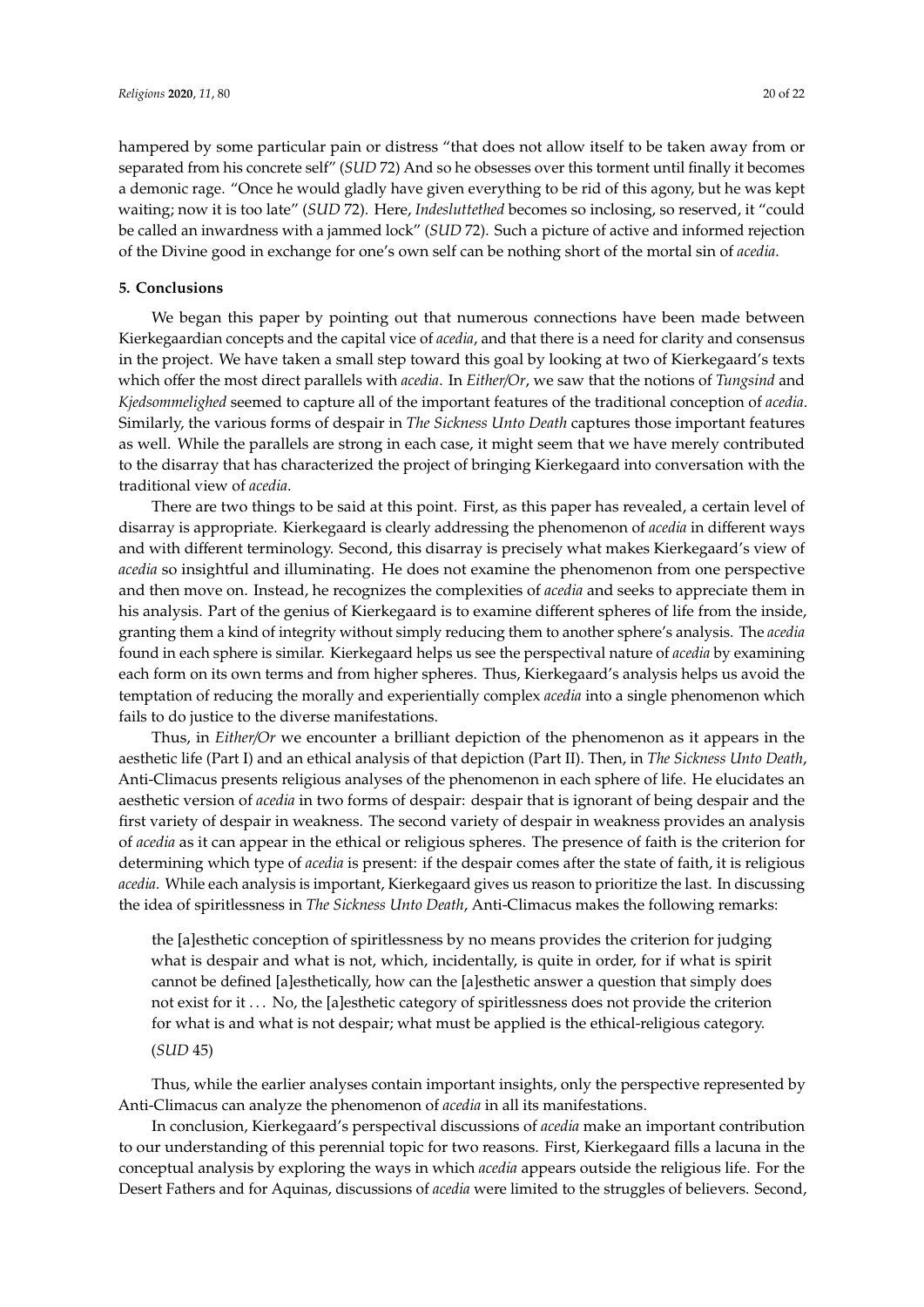hampered by some particular pain or distress "that does not allow itself to be taken away from or separated from his concrete self" (*SUD* 72) And so he obsesses over this torment until finally it becomes a demonic rage. "Once he would gladly have given everything to be rid of this agony, but he was kept waiting; now it is too late" (*SUD* 72). Here, *Indesluttethed* becomes so inclosing, so reserved, it "could be called an inwardness with a jammed lock" (*SUD* 72). Such a picture of active and informed rejection of the Divine good in exchange for one's own self can be nothing short of the mortal sin of *acedia*.

## 5. Conclusions

We began this paper by pointing out that numerous connections have been made between Kierkegaardian concepts and the capital vice of *acedia*, and that there is a need for clarity and consensus in the project. We have taken a small step toward this goal by looking at two of Kierkegaard's texts which offer the most direct parallels with *acedia*. In *Either/Or*, we saw that the notions of *Tungsind* and *Kjedsommelighed* seemed to capture all of the important features of the traditional conception of *acedia*. Similarly, the various forms of despair in *The Sickness Unto Death* captures those important features as well. While the parallels are strong in each case, it might seem that we have merely contributed to the disarray that has characterized the project of bringing Kierkegaard into conversation with the traditional view of *acedia*.

There are two things to be said at this point. First, as this paper has revealed, a certain level of disarray is appropriate. Kierkegaard is clearly addressing the phenomenon of *acedia* in different ways and with different terminology. Second, this disarray is precisely what makes Kierkegaard's view of *acedia* so insightful and illuminating. He does not examine the phenomenon from one perspective and then move on. Instead, he recognizes the complexities of *acedia* and seeks to appreciate them in his analysis. Part of the genius of Kierkegaard is to examine different spheres of life from the inside, granting them a kind of integrity without simply reducing them to another sphere's analysis. The *acedia* found in each sphere is similar. Kierkegaard helps us see the perspectival nature of *acedia* by examining each form on its own terms and from higher spheres. Thus, Kierkegaard's analysis helps us avoid the temptation of reducing the morally and experientially complex *acedia* into a single phenomenon which fails to do justice to the diverse manifestations.

Thus, in *Either/Or* we encounter a brilliant depiction of the phenomenon as it appears in the aesthetic life (Part I) and an ethical analysis of that depiction (Part II). Then, in *The Sickness Unto Death*, Anti-Climacus presents religious analyses of the phenomenon in each sphere of life. He elucidates an aesthetic version of *acedia* in two forms of despair: despair that is ignorant of being despair and the first variety of despair in weakness. The second variety of despair in weakness provides an analysis of *acedia* as it can appear in the ethical or religious spheres. The presence of faith is the criterion for determining which type of *acedia* is present: if the despair comes after the state of faith, it is religious *acedia*. While each analysis is important, Kierkegaard gives us reason to prioritize the last. In discussing the idea of spiritlessness in *The Sickness Unto Death*, Anti-Climacus makes the following remarks:

> the [a]esthetic conception of spiritlessness by no means provides the criterion for judging what is despair and what is not, which, incidentally, is quite in order, for if what is spirit cannot be defined [a]esthetically, how can the [a]esthetic answer a question that simply does not exist for it . . . No, the [a]esthetic category of spiritlessness does not provide the criterion for what is and what is not despair; what must be applied is the ethical-religious category.
>
> (*SUD* 45)

Thus, while the earlier analyses contain important insights, only the perspective represented by Anti-Climacus can analyze the phenomenon of *acedia* in all its manifestations.

In conclusion, Kierkegaard's perspectival discussions of *acedia* make an important contribution to our understanding of this perennial topic for two reasons. First, Kierkegaard fills a lacuna in the conceptual analysis by exploring the ways in which *acedia* appears outside the religious life. For the Desert Fathers and for Aquinas, discussions of *acedia* were limited to the struggles of believers. Second,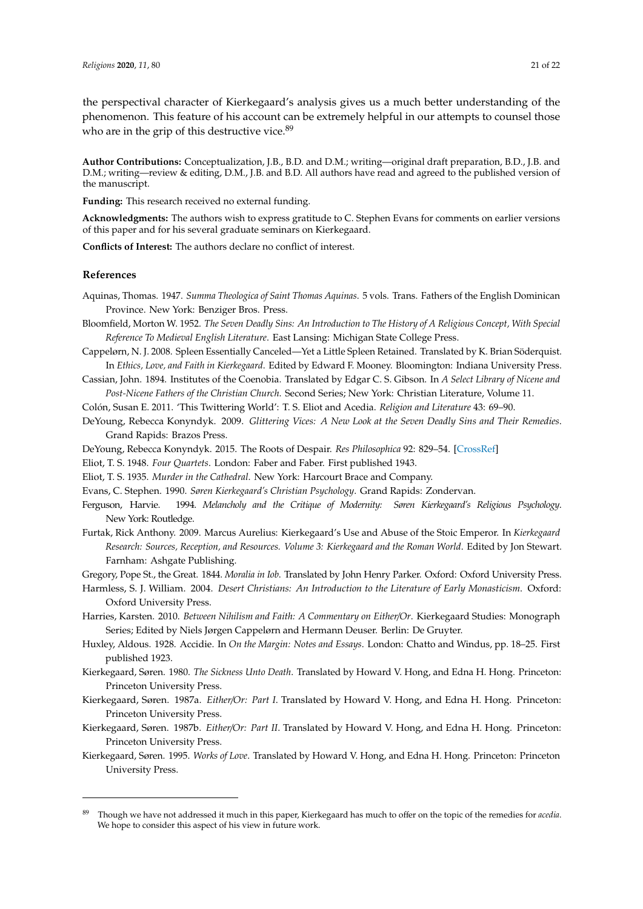the perspectival character of Kierkegaard's analysis gives us a much better understanding of the phenomenon. This feature of his account can be extremely helpful in our attempts to counsel those who are in the grip of this destructive vice.[89]

**Author Contributions:** Conceptualization, J.B., B.D. and D.M.; writing—original draft preparation, B.D., J.B. and D.M.; writing—review & editing, D.M., J.B. and B.D. All authors have read and agreed to the published version of the manuscript.

**Funding:** This research received no external funding.

**Acknowledgments:** The authors wish to express gratitude to C. Stephen Evans for comments on earlier versions of this paper and for his several graduate seminars on Kierkegaard.

**Conflicts of Interest:** The authors declare no conflict of interest.

## References

Aquinas, Thomas. 1947. *Summa Theologica of Saint Thomas Aquinas*. 5 vols. Trans. Fathers of the English Dominican Province. New York: Benziger Bros. Press.

Bloomfield, Morton W. 1952. *The Seven Deadly Sins: An Introduction to The History of A Religious Concept, With Special Reference To Medieval English Literature*. East Lansing: Michigan State College Press.

Cappelørn, N. J. 2008. Spleen Essentially Canceled—Yet a Little Spleen Retained. Translated by K. Brian Söderquist. In *Ethics, Love, and Faith in Kierkegaard*. Edited by Edward F. Mooney. Bloomington: Indiana University Press.

Cassian, John. 1894. Institutes of the Coenobia. Translated by Edgar C. S. Gibson. In *A Select Library of Nicene and Post-Nicene Fathers of the Christian Church*. Second Series; New York: Christian Literature, Volume 11.

Colón, Susan E. 2011. 'This Twittering World': T. S. Eliot and Acedia. *Religion and Literature* 43: 69–90.

DeYoung, Rebecca Konyndyk. 2009. *Glittering Vices: A New Look at the Seven Deadly Sins and Their Remedies*. Grand Rapids: Brazos Press.

DeYoung, Rebecca Konyndyk. 2015. The Roots of Despair. *Res Philosophica* 92: 829–54. [CrossRef]

Eliot, T. S. 1948. *Four Quartets*. London: Faber and Faber. First published 1943.

Eliot, T. S. 1935. *Murder in the Cathedral*. New York: Harcourt Brace and Company.

Evans, C. Stephen. 1990. *Søren Kierkegaard's Christian Psychology*. Grand Rapids: Zondervan.

Ferguson, Harvie. 1994. *Melancholy and the Critique of Modernity: Søren Kierkegaard's Religious Psychology*. New York: Routledge.

Furtak, Rick Anthony. 2009. Marcus Aurelius: Kierkegaard's Use and Abuse of the Stoic Emperor. In *Kierkegaard Research: Sources, Reception, and Resources. Volume 3: Kierkegaard and the Roman World*. Edited by Jon Stewart. Farnham: Ashgate Publishing.

Gregory, Pope St., the Great. 1844. *Moralia in Iob*. Translated by John Henry Parker. Oxford: Oxford University Press.

Harmless, S. J. William. 2004. *Desert Christians: An Introduction to the Literature of Early Monasticism*. Oxford: Oxford University Press.

Harries, Karsten. 2010. *Between Nihilism and Faith: A Commentary on Either/Or*. Kierkegaard Studies: Monograph Series; Edited by Niels Jørgen Cappelørn and Hermann Deuser. Berlin: De Gruyter.

Huxley, Aldous. 1928. Accidie. In *On the Margin: Notes and Essays*. London: Chatto and Windus, pp. 18–25. First published 1923.

Kierkegaard, Søren. 1980. *The Sickness Unto Death*. Translated by Howard V. Hong, and Edna H. Hong. Princeton: Princeton University Press.

Kierkegaard, Søren. 1987a. *Either/Or: Part I*. Translated by Howard V. Hong, and Edna H. Hong. Princeton: Princeton University Press.

Kierkegaard, Søren. 1987b. *Either/Or: Part II*. Translated by Howard V. Hong, and Edna H. Hong. Princeton: Princeton University Press.

Kierkegaard, Søren. 1995. *Works of Love*. Translated by Howard V. Hong, and Edna H. Hong. Princeton: Princeton University Press.

[89] Though we have not addressed it much in this paper, Kierkegaard has much to offer on the topic of the remedies for *acedia*. We hope to consider this aspect of his view in future work.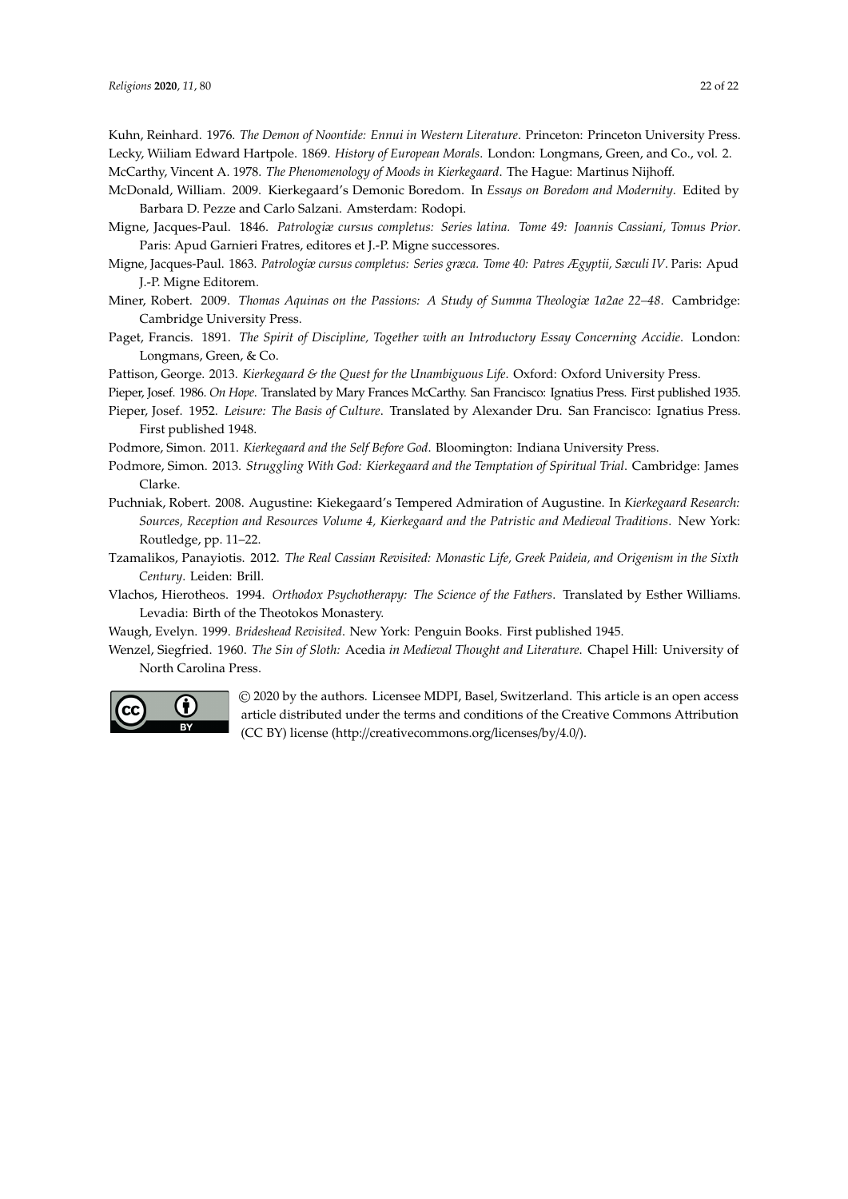Kuhn, Reinhard. 1976. *The Demon of Noontide: Ennui in Western Literature*. Princeton: Princeton University Press.

Lecky, Wiiliam Edward Hartpole. 1869. *History of European Morals*. London: Longmans, Green, and Co., vol. 2.

McCarthy, Vincent A. 1978. *The Phenomenology of Moods in Kierkegaard*. The Hague: Martinus Nijhoff.

McDonald, William. 2009. Kierkegaard's Demonic Boredom. In *Essays on Boredom and Modernity*. Edited by Barbara D. Pezze and Carlo Salzani. Amsterdam: Rodopi.

Migne, Jacques-Paul. 1846. *Patrologiæ cursus completus: Series latina. Tome 49: Joannis Cassiani, Tomus Prior*. Paris: Apud Garnieri Fratres, editores et J.-P. Migne successores.

Migne, Jacques-Paul. 1863. *Patrologiæ cursus completus: Series græca. Tome 40: Patres Ægyptii, Sæculi IV*. Paris: Apud J.-P. Migne Editorem.

Miner, Robert. 2009. *Thomas Aquinas on the Passions: A Study of Summa Theologiæ 1a2ae 22–48*. Cambridge: Cambridge University Press.

Paget, Francis. 1891. *The Spirit of Discipline, Together with an Introductory Essay Concerning Accidie*. London: Longmans, Green, & Co.

Pattison, George. 2013. *Kierkegaard & the Quest for the Unambiguous Life*. Oxford: Oxford University Press.

Pieper, Josef. 1986. *On Hope*. Translated by Mary Frances McCarthy. San Francisco: Ignatius Press. First published 1935.

Pieper, Josef. 1952. *Leisure: The Basis of Culture*. Translated by Alexander Dru. San Francisco: Ignatius Press. First published 1948.

Podmore, Simon. 2011. *Kierkegaard and the Self Before God*. Bloomington: Indiana University Press.

Podmore, Simon. 2013. *Struggling With God: Kierkegaard and the Temptation of Spiritual Trial*. Cambridge: James Clarke.

Puchniak, Robert. 2008. Augustine: Kiekegaard's Tempered Admiration of Augustine. In *Kierkegaard Research: Sources, Reception and Resources Volume 4, Kierkegaard and the Patristic and Medieval Traditions*. New York: Routledge, pp. 11–22.

Tzamalikos, Panayiotis. 2012. *The Real Cassian Revisited: Monastic Life, Greek Paideia, and Origenism in the Sixth Century*. Leiden: Brill.

Vlachos, Hierotheos. 1994. *Orthodox Psychotherapy: The Science of the Fathers*. Translated by Esther Williams. Levadia: Birth of the Theotokos Monastery.

Waugh, Evelyn. 1999. *Brideshead Revisited*. New York: Penguin Books. First published 1945.

Wenzel, Siegfried. 1960. *The Sin of Sloth:* Acedia *in Medieval Thought and Literature*. Chapel Hill: University of North Carolina Press.

© 2020 by the authors. Licensee MDPI, Basel, Switzerland. This article is an open access article distributed under the terms and conditions of the Creative Commons Attribution (CC BY) license (http://creativecommons.org/licenses/by/4.0/).